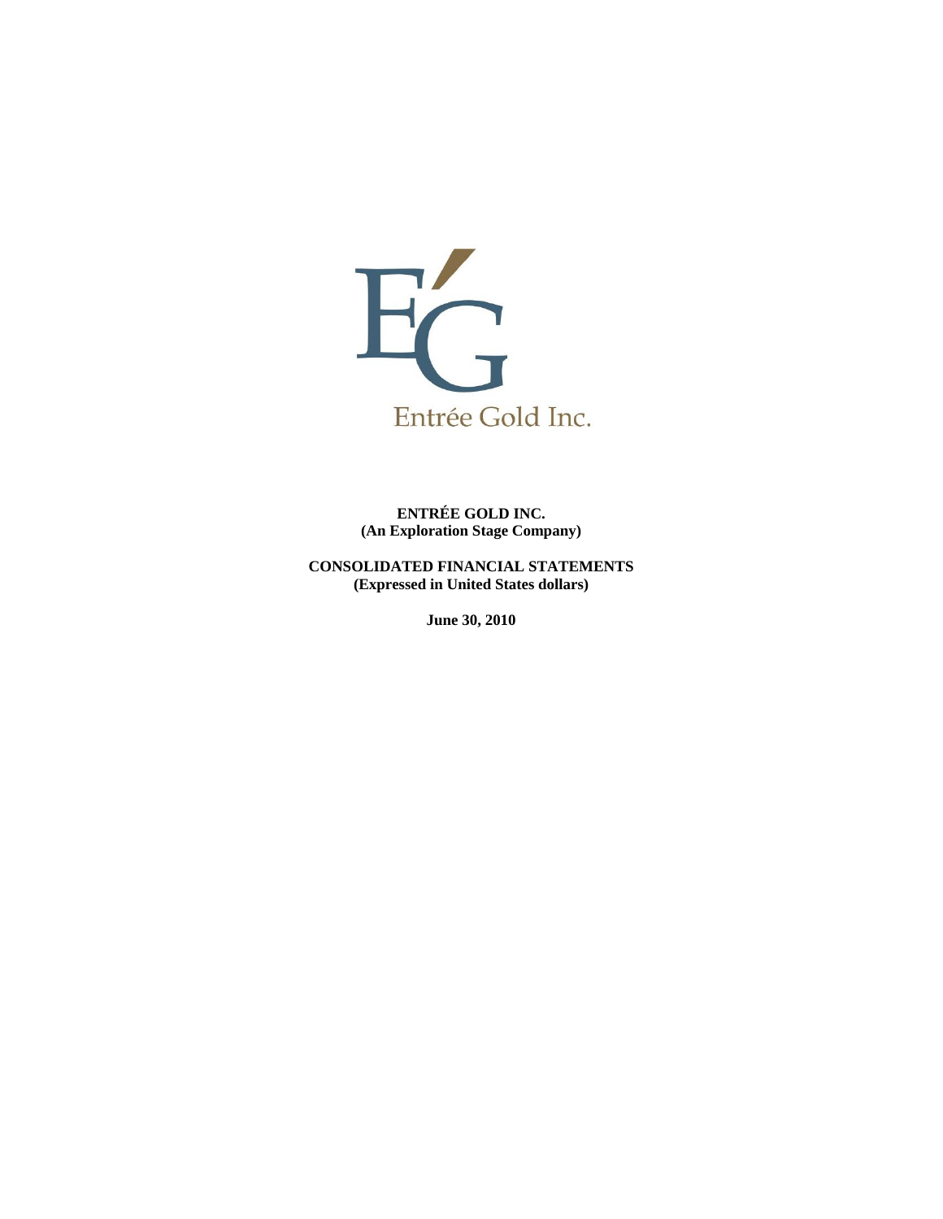Entrée Gold Inc.

**ENTRÉE GOLD INC.**
**(An Exploration Stage Company)**

**CONSOLIDATED FINANCIAL STATEMENTS**
**(Expressed in United States dollars)**

**June 30, 2010**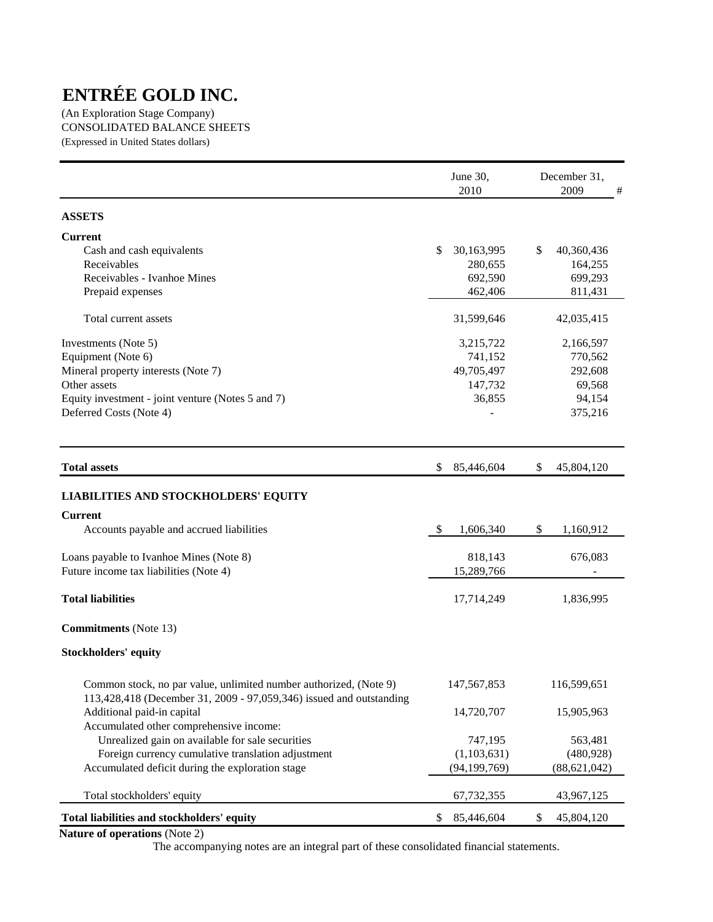# ENTRÉE GOLD INC.

(An Exploration Stage Company)
CONSOLIDATED BALANCE SHEETS
(Expressed in United States dollars)

| | June 30, 2010 | December 31, 2009 |
|---|---|---|
| **ASSETS** | | |
| **Current** | | |
| Cash and cash equivalents | $ 30,163,995 | $ 40,360,436 |
| Receivables | 280,655 | 164,255 |
| Receivables - Ivanhoe Mines | 692,590 | 699,293 |
| Prepaid expenses | 462,406 | 811,431 |
| Total current assets | 31,599,646 | 42,035,415 |
| Investments (Note 5) | 3,215,722 | 2,166,597 |
| Equipment (Note 6) | 741,152 | 770,562 |
| Mineral property interests (Note 7) | 49,705,497 | 292,608 |
| Other assets | 147,732 | 69,568 |
| Equity investment - joint venture (Notes 5 and 7) | 36,855 | 94,154 |
| Deferred Costs (Note 4) | - | 375,216 |
| **Total assets** | $ 85,446,604 | $ 45,804,120 |
| **LIABILITIES AND STOCKHOLDERS' EQUITY** | | |
| **Current** | | |
| Accounts payable and accrued liabilities | $ 1,606,340 | $ 1,160,912 |
| Loans payable to Ivanhoe Mines (Note 8) | 818,143 | 676,083 |
| Future income tax liabilities (Note 4) | 15,289,766 | - |
| **Total liabilities** | 17,714,249 | 1,836,995 |
| **Commitments** (Note 13) | | |
| **Stockholders' equity** | | |
| Common stock, no par value, unlimited number authorized, (Note 9) 113,428,418 (December 31, 2009 - 97,059,346) issued and outstanding | 147,567,853 | 116,599,651 |
| Additional paid-in capital | 14,720,707 | 15,905,963 |
| Accumulated other comprehensive income: | | |
| Unrealized gain on available for sale securities | 747,195 | 563,481 |
| Foreign currency cumulative translation adjustment | (1,103,631) | (480,928) |
| Accumulated deficit during the exploration stage | (94,199,769) | (88,621,042) |
| Total stockholders' equity | 67,732,355 | 43,967,125 |
| **Total liabilities and stockholders' equity** | $ 85,446,604 | $ 45,804,120 |

**Nature of operations** (Note 2)

The accompanying notes are an integral part of these consolidated financial statements.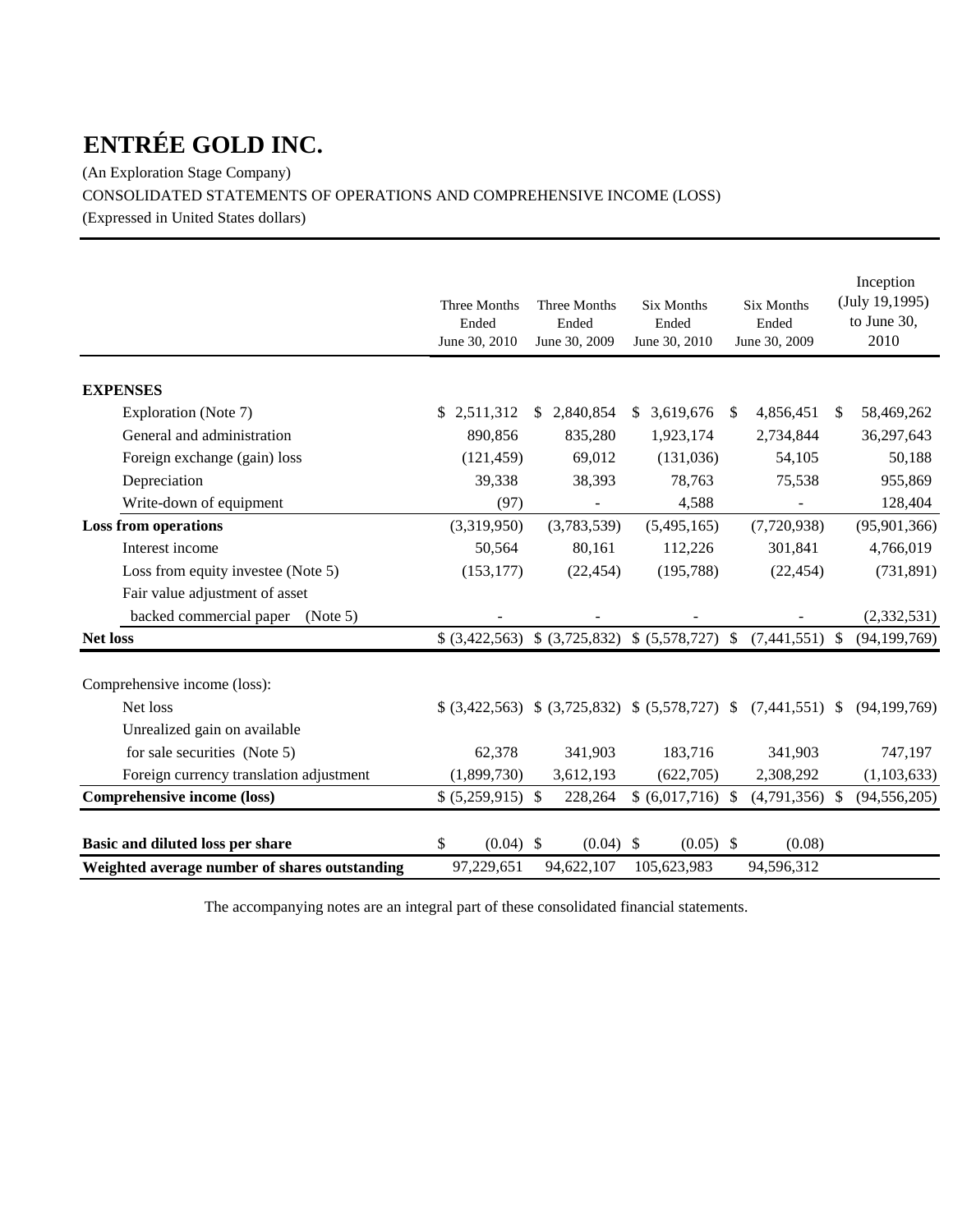# ENTRÉE GOLD INC.

(An Exploration Stage Company)

CONSOLIDATED STATEMENTS OF OPERATIONS AND COMPREHENSIVE INCOME (LOSS)

(Expressed in United States dollars)

| | Three Months Ended June 30, 2010 | Three Months Ended June 30, 2009 | Six Months Ended June 30, 2010 | Six Months Ended June 30, 2009 | Inception (July 19,1995) to June 30, 2010 |
|---|---|---|---|---|---|
| **EXPENSES** | | | | | |
| Exploration (Note 7) | $ 2,511,312 | $ 2,840,854 | $ 3,619,676 | $ 4,856,451 | $ 58,469,262 |
| General and administration | 890,856 | 835,280 | 1,923,174 | 2,734,844 | 36,297,643 |
| Foreign exchange (gain) loss | (121,459) | 69,012 | (131,036) | 54,105 | 50,188 |
| Depreciation | 39,338 | 38,393 | 78,763 | 75,538 | 955,869 |
| Write-down of equipment | (97) | - | 4,588 | - | 128,404 |
| **Loss from operations** | (3,319,950) | (3,783,539) | (5,495,165) | (7,720,938) | (95,901,366) |
| Interest income | 50,564 | 80,161 | 112,226 | 301,841 | 4,766,019 |
| Loss from equity investee (Note 5) | (153,177) | (22,454) | (195,788) | (22,454) | (731,891) |
| Fair value adjustment of asset backed commercial paper (Note 5) | - | - | - | - | (2,332,531) |
| **Net loss** | $ (3,422,563) | $ (3,725,832) | $ (5,578,727) | $ (7,441,551) | $ (94,199,769) |
| | | | | | |
| Comprehensive income (loss): | | | | | |
| Net loss | $ (3,422,563) | $ (3,725,832) | $ (5,578,727) | $ (7,441,551) | $ (94,199,769) |
| Unrealized gain on available for sale securities (Note 5) | 62,378 | 341,903 | 183,716 | 341,903 | 747,197 |
| Foreign currency translation adjustment | (1,899,730) | 3,612,193 | (622,705) | 2,308,292 | (1,103,633) |
| **Comprehensive income (loss)** | $ (5,259,915) | $ 228,264 | $ (6,017,716) | $ (4,791,356) | $ (94,556,205) |
| | | | | | |
| **Basic and diluted loss per share** | $ (0.04) | $ (0.04) | $ (0.05) | $ (0.08) | |
| **Weighted average number of shares outstanding** | 97,229,651 | 94,622,107 | 105,623,983 | 94,596,312 | |

The accompanying notes are an integral part of these consolidated financial statements.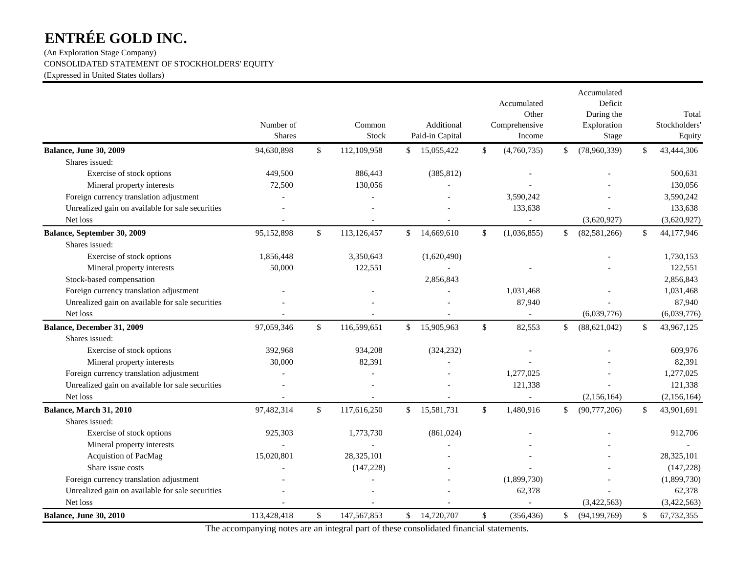# ENTRÉE GOLD INC.

(An Exploration Stage Company)
CONSOLIDATED STATEMENT OF STOCKHOLDERS' EQUITY
(Expressed in United States dollars)

| | Number of Shares | Common Stock | Additional Paid-in Capital | Accumulated Other Comprehensive Income | Accumulated Deficit During the Exploration Stage | Total Stockholders' Equity |
|---|---|---|---|---|---|---|
| **Balance, June 30, 2009** | 94,630,898 | $ 112,109,958 | $ 15,055,422 | $ (4,760,735) | $ (78,960,339) | $ 43,444,306 |
| Shares issued: | | | | | | |
| Exercise of stock options | 449,500 | 886,443 | (385,812) | - | - | 500,631 |
| Mineral property interests | 72,500 | 130,056 | - | - | - | 130,056 |
| Foreign currency translation adjustment | - | - | - | 3,590,242 | - | 3,590,242 |
| Unrealized gain on available for sale securities | - | - | - | 133,638 | - | 133,638 |
| Net loss | - | - | - | - | (3,620,927) | (3,620,927) |
| **Balance, September 30, 2009** | 95,152,898 | $ 113,126,457 | $ 14,669,610 | $ (1,036,855) | $ (82,581,266) | $ 44,177,946 |
| Shares issued: | | | | | | |
| Exercise of stock options | 1,856,448 | 3,350,643 | (1,620,490) | | - | 1,730,153 |
| Mineral property interests | 50,000 | 122,551 | - | - | - | 122,551 |
| Stock-based compensation | | | 2,856,843 | | | 2,856,843 |
| Foreign currency translation adjustment | - | - | - | 1,031,468 | - | 1,031,468 |
| Unrealized gain on available for sale securities | - | - | - | 87,940 | - | 87,940 |
| Net loss | - | - | - | - | (6,039,776) | (6,039,776) |
| **Balance, December 31, 2009** | 97,059,346 | $ 116,599,651 | $ 15,905,963 | $ 82,553 | $ (88,621,042) | $ 43,967,125 |
| Shares issued: | | | | | | |
| Exercise of stock options | 392,968 | 934,208 | (324,232) | - | - | 609,976 |
| Mineral property interests | 30,000 | 82,391 | - | - | - | 82,391 |
| Foreign currency translation adjustment | - | - | - | 1,277,025 | - | 1,277,025 |
| Unrealized gain on available for sale securities | - | - | - | 121,338 | - | 121,338 |
| Net loss | - | - | - | - | (2,156,164) | (2,156,164) |
| **Balance, March 31, 2010** | 97,482,314 | $ 117,616,250 | $ 15,581,731 | $ 1,480,916 | $ (90,777,206) | $ 43,901,691 |
| Shares issued: | | | | | | |
| Exercise of stock options | 925,303 | 1,773,730 | (861,024) | - | - | 912,706 |
| Mineral property interests | - | - | - | - | - | - |
| Acquistion of PacMag | 15,020,801 | 28,325,101 | - | - | - | 28,325,101 |
| Share issue costs | - | (147,228) | - | - | - | (147,228) |
| Foreign currency translation adjustment | - | - | - | (1,899,730) | - | (1,899,730) |
| Unrealized gain on available for sale securities | - | - | - | 62,378 | - | 62,378 |
| Net loss | - | - | - | - | (3,422,563) | (3,422,563) |
| **Balance, June 30, 2010** | 113,428,418 | $ 147,567,853 | $ 14,720,707 | $ (356,436) | $ (94,199,769) | $ 67,732,355 |

The accompanying notes are an integral part of these consolidated financial statements.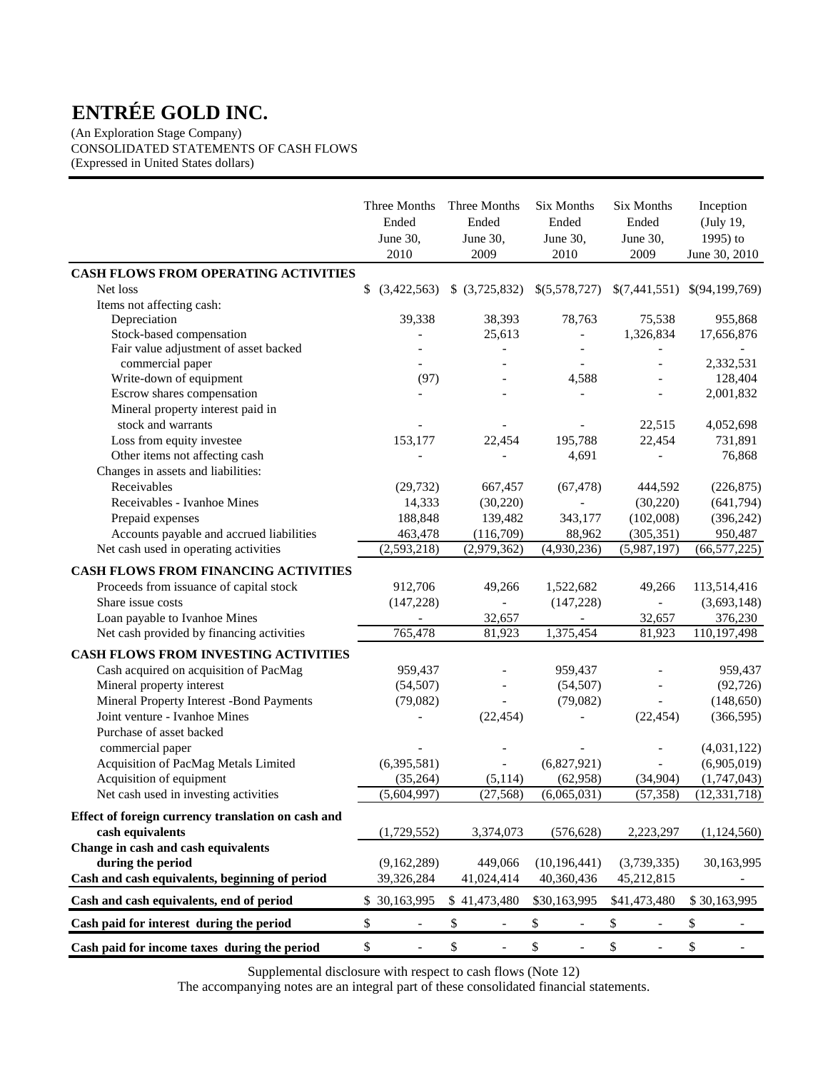# ENTRÉE GOLD INC.

(An Exploration Stage Company)
CONSOLIDATED STATEMENTS OF CASH FLOWS
(Expressed in United States dollars)

| | Three Months Ended June 30, 2010 | Three Months Ended June 30, 2009 | Six Months Ended June 30, 2010 | Six Months Ended June 30, 2009 | Inception (July 19, 1995) to June 30, 2010 |
|---|---|---|---|---|---|
| **CASH FLOWS FROM OPERATING ACTIVITIES** | | | | | |
| Net loss | $ (3,422,563) | $ (3,725,832) | $(5,578,727) | $(7,441,551) | $(94,199,769) |
| Items not affecting cash: | | | | | |
| Depreciation | 39,338 | 38,393 | 78,763 | 75,538 | 955,868 |
| Stock-based compensation | - | 25,613 | - | 1,326,834 | 17,656,876 |
| Fair value adjustment of asset backed commercial paper | - | - | - | - | 2,332,531 |
| Write-down of equipment | (97) | - | 4,588 | - | 128,404 |
| Escrow shares compensation | - | - | - | - | 2,001,832 |
| Mineral property interest paid in stock and warrants | - | - | - | 22,515 | 4,052,698 |
| Loss from equity investee | 153,177 | 22,454 | 195,788 | 22,454 | 731,891 |
| Other items not affecting cash | - | - | 4,691 | - | 76,868 |
| Changes in assets and liabilities: | | | | | |
| Receivables | (29,732) | 667,457 | (67,478) | 444,592 | (226,875) |
| Receivables - Ivanhoe Mines | 14,333 | (30,220) | - | (30,220) | (641,794) |
| Prepaid expenses | 188,848 | 139,482 | 343,177 | (102,008) | (396,242) |
| Accounts payable and accrued liabilities | 463,478 | (116,709) | 88,962 | (305,351) | 950,487 |
| Net cash used in operating activities | (2,593,218) | (2,979,362) | (4,930,236) | (5,987,197) | (66,577,225) |
| **CASH FLOWS FROM FINANCING ACTIVITIES** | | | | | |
| Proceeds from issuance of capital stock | 912,706 | 49,266 | 1,522,682 | 49,266 | 113,514,416 |
| Share issue costs | (147,228) | - | (147,228) | - | (3,693,148) |
| Loan payable to Ivanhoe Mines | - | 32,657 | - | 32,657 | 376,230 |
| Net cash provided by financing activities | 765,478 | 81,923 | 1,375,454 | 81,923 | 110,197,498 |
| **CASH FLOWS FROM INVESTING ACTIVITIES** | | | | | |
| Cash acquired on acquisition of PacMag | 959,437 | - | 959,437 | - | 959,437 |
| Mineral property interest | (54,507) | - | (54,507) | - | (92,726) |
| Mineral Property Interest -Bond Payments | (79,082) | - | (79,082) | - | (148,650) |
| Joint venture - Ivanhoe Mines | - | (22,454) | - | (22,454) | (366,595) |
| Purchase of asset backed commercial paper | - | - | - | - | (4,031,122) |
| Acquisition of PacMag Metals Limited | (6,395,581) | - | (6,827,921) | - | (6,905,019) |
| Acquisition of equipment | (35,264) | (5,114) | (62,958) | (34,904) | (1,747,043) |
| Net cash used in investing activities | (5,604,997) | (27,568) | (6,065,031) | (57,358) | (12,331,718) |
| **Effect of foreign currency translation on cash and cash equivalents** | (1,729,552) | 3,374,073 | (576,628) | 2,223,297 | (1,124,560) |
| **Change in cash and cash equivalents during the period** | (9,162,289) | 449,066 | (10,196,441) | (3,739,335) | 30,163,995 |
| **Cash and cash equivalents, beginning of period** | 39,326,284 | 41,024,414 | 40,360,436 | 45,212,815 | - |
| **Cash and cash equivalents, end of period** | $ 30,163,995 | $ 41,473,480 | $30,163,995 | $41,473,480 | $ 30,163,995 |
| **Cash paid for interest during the period** | $ - | $ - | $ - | $ - | $ - |
| **Cash paid for income taxes during the period** | $ - | $ - | $ - | $ - | $ - |

Supplemental disclosure with respect to cash flows (Note 12)

The accompanying notes are an integral part of these consolidated financial statements.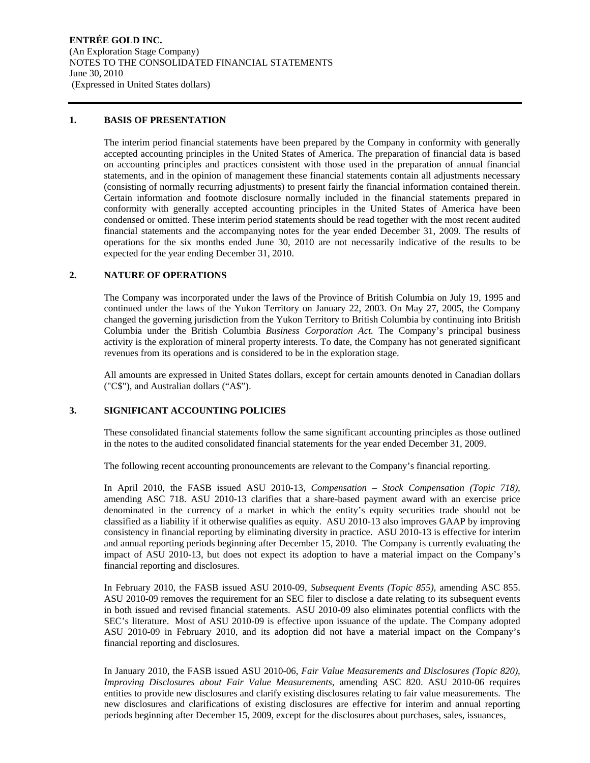**ENTRÉE GOLD INC.**
(An Exploration Stage Company)
NOTES TO THE CONSOLIDATED FINANCIAL STATEMENTS
June 30, 2010
(Expressed in United States dollars)

## 1. BASIS OF PRESENTATION

The interim period financial statements have been prepared by the Company in conformity with generally accepted accounting principles in the United States of America. The preparation of financial data is based on accounting principles and practices consistent with those used in the preparation of annual financial statements, and in the opinion of management these financial statements contain all adjustments necessary (consisting of normally recurring adjustments) to present fairly the financial information contained therein. Certain information and footnote disclosure normally included in the financial statements prepared in conformity with generally accepted accounting principles in the United States of America have been condensed or omitted. These interim period statements should be read together with the most recent audited financial statements and the accompanying notes for the year ended December 31, 2009. The results of operations for the six months ended June 30, 2010 are not necessarily indicative of the results to be expected for the year ending December 31, 2010.

## 2. NATURE OF OPERATIONS

The Company was incorporated under the laws of the Province of British Columbia on July 19, 1995 and continued under the laws of the Yukon Territory on January 22, 2003. On May 27, 2005, the Company changed the governing jurisdiction from the Yukon Territory to British Columbia by continuing into British Columbia under the British Columbia *Business Corporation Act.* The Company's principal business activity is the exploration of mineral property interests. To date, the Company has not generated significant revenues from its operations and is considered to be in the exploration stage.

All amounts are expressed in United States dollars, except for certain amounts denoted in Canadian dollars ("C$"), and Australian dollars ("A$").

## 3. SIGNIFICANT ACCOUNTING POLICIES

These consolidated financial statements follow the same significant accounting principles as those outlined in the notes to the audited consolidated financial statements for the year ended December 31, 2009.

The following recent accounting pronouncements are relevant to the Company's financial reporting.

In April 2010, the FASB issued ASU 2010-13, *Compensation – Stock Compensation (Topic 718),* amending ASC 718. ASU 2010-13 clarifies that a share-based payment award with an exercise price denominated in the currency of a market in which the entity's equity securities trade should not be classified as a liability if it otherwise qualifies as equity. ASU 2010-13 also improves GAAP by improving consistency in financial reporting by eliminating diversity in practice. ASU 2010-13 is effective for interim and annual reporting periods beginning after December 15, 2010. The Company is currently evaluating the impact of ASU 2010-13, but does not expect its adoption to have a material impact on the Company's financial reporting and disclosures.

In February 2010, the FASB issued ASU 2010-09, *Subsequent Events (Topic 855),* amending ASC 855. ASU 2010-09 removes the requirement for an SEC filer to disclose a date relating to its subsequent events in both issued and revised financial statements. ASU 2010-09 also eliminates potential conflicts with the SEC's literature. Most of ASU 2010-09 is effective upon issuance of the update. The Company adopted ASU 2010-09 in February 2010, and its adoption did not have a material impact on the Company's financial reporting and disclosures.

In January 2010, the FASB issued ASU 2010-06, *Fair Value Measurements and Disclosures (Topic 820), Improving Disclosures about Fair Value Measurements,* amending ASC 820. ASU 2010-06 requires entities to provide new disclosures and clarify existing disclosures relating to fair value measurements. The new disclosures and clarifications of existing disclosures are effective for interim and annual reporting periods beginning after December 15, 2009, except for the disclosures about purchases, sales, issuances,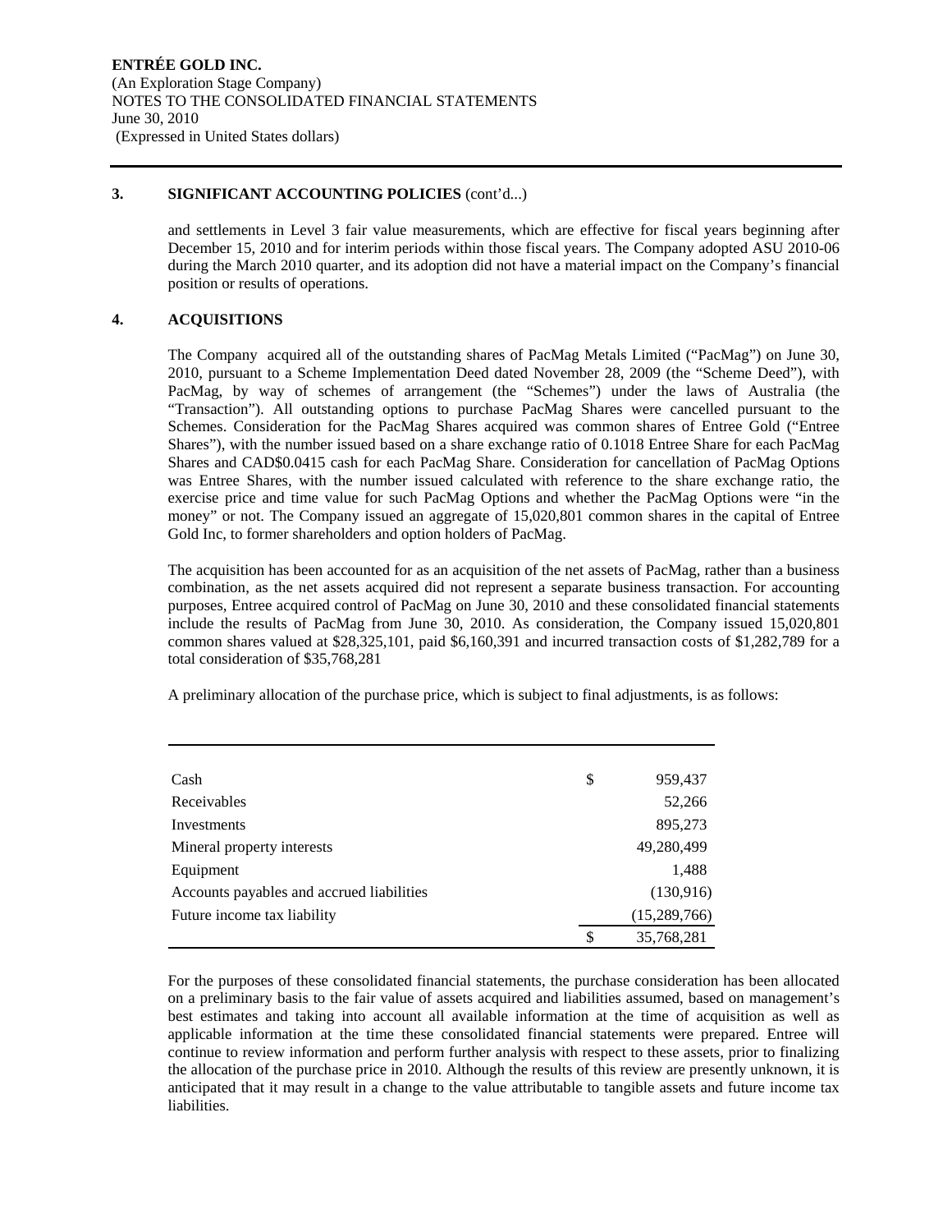## 3. SIGNIFICANT ACCOUNTING POLICIES (cont'd...)

and settlements in Level 3 fair value measurements, which are effective for fiscal years beginning after December 15, 2010 and for interim periods within those fiscal years. The Company adopted ASU 2010-06 during the March 2010 quarter, and its adoption did not have a material impact on the Company's financial position or results of operations.

## 4. ACQUISITIONS

The Company acquired all of the outstanding shares of PacMag Metals Limited ("PacMag") on June 30, 2010, pursuant to a Scheme Implementation Deed dated November 28, 2009 (the "Scheme Deed"), with PacMag, by way of schemes of arrangement (the "Schemes") under the laws of Australia (the "Transaction"). All outstanding options to purchase PacMag Shares were cancelled pursuant to the Schemes. Consideration for the PacMag Shares acquired was common shares of Entree Gold ("Entree Shares"), with the number issued based on a share exchange ratio of 0.1018 Entree Share for each PacMag Shares and CAD$0.0415 cash for each PacMag Share. Consideration for cancellation of PacMag Options was Entree Shares, with the number issued calculated with reference to the share exchange ratio, the exercise price and time value for such PacMag Options and whether the PacMag Options were "in the money" or not. The Company issued an aggregate of 15,020,801 common shares in the capital of Entree Gold Inc, to former shareholders and option holders of PacMag.

The acquisition has been accounted for as an acquisition of the net assets of PacMag, rather than a business combination, as the net assets acquired did not represent a separate business transaction. For accounting purposes, Entree acquired control of PacMag on June 30, 2010 and these consolidated financial statements include the results of PacMag from June 30, 2010. As consideration, the Company issued 15,020,801 common shares valued at $28,325,101, paid $6,160,391 and incurred transaction costs of $1,282,789 for a total consideration of $35,768,281

A preliminary allocation of the purchase price, which is subject to final adjustments, is as follows:

| | | |
|---|---|---|
| Cash | $ | 959,437 |
| Receivables | | 52,266 |
| Investments | | 895,273 |
| Mineral property interests | | 49,280,499 |
| Equipment | | 1,488 |
| Accounts payables and accrued liabilities | | (130,916) |
| Future income tax liability | | (15,289,766) |
| | $ | 35,768,281 |

For the purposes of these consolidated financial statements, the purchase consideration has been allocated on a preliminary basis to the fair value of assets acquired and liabilities assumed, based on management's best estimates and taking into account all available information at the time of acquisition as well as applicable information at the time these consolidated financial statements were prepared. Entree will continue to review information and perform further analysis with respect to these assets, prior to finalizing the allocation of the purchase price in 2010. Although the results of this review are presently unknown, it is anticipated that it may result in a change to the value attributable to tangible assets and future income tax liabilities.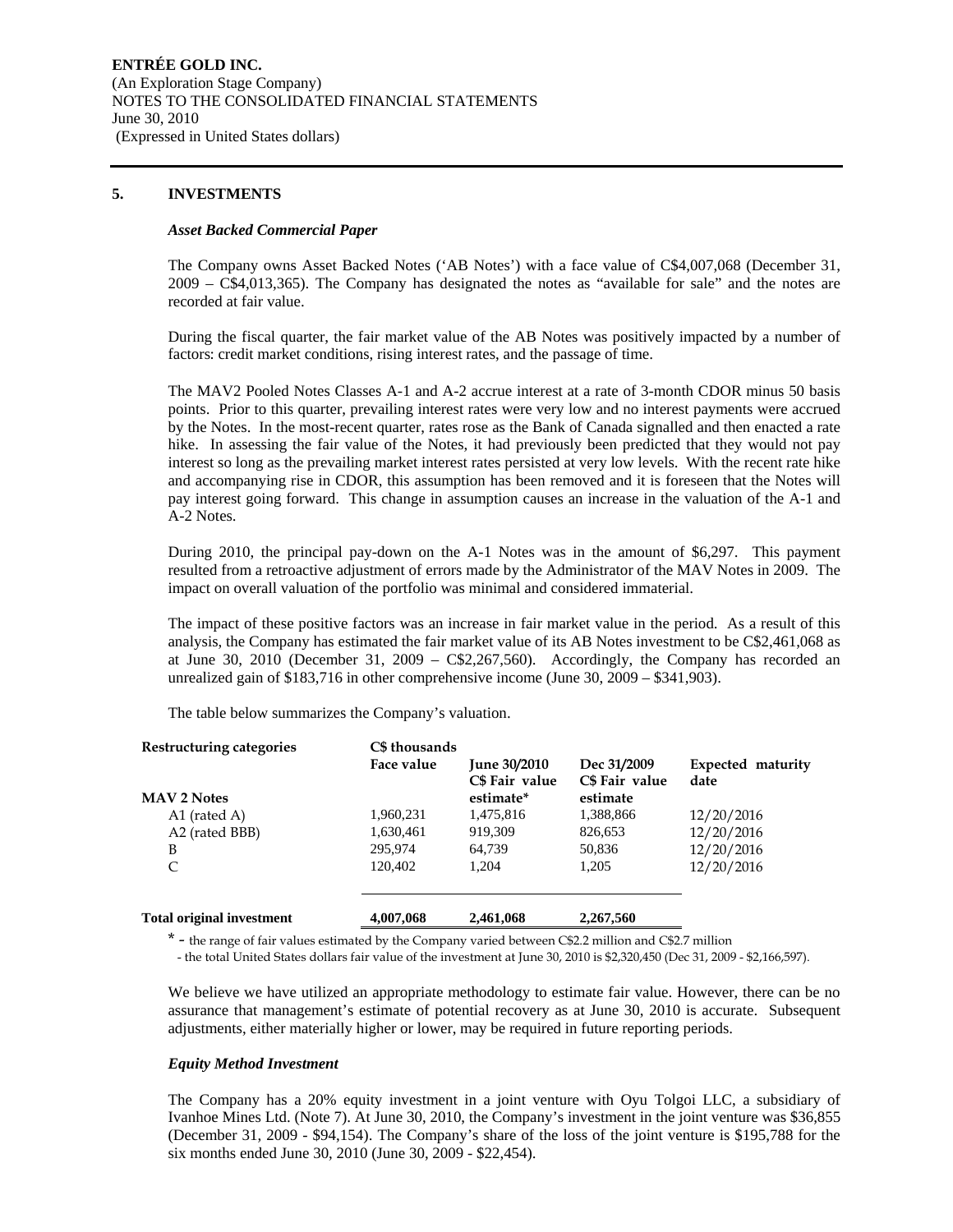**ENTRÉE GOLD INC.**
(An Exploration Stage Company)
NOTES TO THE CONSOLIDATED FINANCIAL STATEMENTS
June 30, 2010
(Expressed in United States dollars)

## 5. INVESTMENTS

### *Asset Backed Commercial Paper*

The Company owns Asset Backed Notes ('AB Notes') with a face value of C$4,007,068 (December 31, 2009 – C$4,013,365). The Company has designated the notes as "available for sale" and the notes are recorded at fair value.

During the fiscal quarter, the fair market value of the AB Notes was positively impacted by a number of factors: credit market conditions, rising interest rates, and the passage of time.

The MAV2 Pooled Notes Classes A-1 and A-2 accrue interest at a rate of 3-month CDOR minus 50 basis points. Prior to this quarter, prevailing interest rates were very low and no interest payments were accrued by the Notes. In the most-recent quarter, rates rose as the Bank of Canada signalled and then enacted a rate hike. In assessing the fair value of the Notes, it had previously been predicted that they would not pay interest so long as the prevailing market interest rates persisted at very low levels. With the recent rate hike and accompanying rise in CDOR, this assumption has been removed and it is foreseen that the Notes will pay interest going forward. This change in assumption causes an increase in the valuation of the A-1 and A-2 Notes.

During 2010, the principal pay-down on the A-1 Notes was in the amount of $6,297. This payment resulted from a retroactive adjustment of errors made by the Administrator of the MAV Notes in 2009. The impact on overall valuation of the portfolio was minimal and considered immaterial.

The impact of these positive factors was an increase in fair market value in the period. As a result of this analysis, the Company has estimated the fair market value of its AB Notes investment to be C$2,461,068 as at June 30, 2010 (December 31, 2009 – C$2,267,560). Accordingly, the Company has recorded an unrealized gain of $183,716 in other comprehensive income (June 30, 2009 – $341,903).

The table below summarizes the Company's valuation.

| Restructuring categories | C$ thousands Face value | June 30/2010 C$ Fair value estimate* | Dec 31/2009 C$ Fair value estimate | Expected maturity date |
|---|---|---|---|---|
| **MAV 2 Notes** | | | | |
| A1 (rated A) | 1,960,231 | 1,475,816 | 1,388,866 | 12/20/2016 |
| A2 (rated BBB) | 1,630,461 | 919,309 | 826,653 | 12/20/2016 |
| B | 295,974 | 64,739 | 50,836 | 12/20/2016 |
| C | 120,402 | 1,204 | 1,205 | 12/20/2016 |
| **Total original investment** | **4,007,068** | **2,461,068** | **2,267,560** | |

\* - the range of fair values estimated by the Company varied between C$2.2 million and C$2.7 million
- the total United States dollars fair value of the investment at June 30, 2010 is $2,320,450 (Dec 31, 2009 - $2,166,597).

We believe we have utilized an appropriate methodology to estimate fair value. However, there can be no assurance that management's estimate of potential recovery as at June 30, 2010 is accurate. Subsequent adjustments, either materially higher or lower, may be required in future reporting periods.

### *Equity Method Investment*

The Company has a 20% equity investment in a joint venture with Oyu Tolgoi LLC, a subsidiary of Ivanhoe Mines Ltd. (Note 7). At June 30, 2010, the Company's investment in the joint venture was $36,855 (December 31, 2009 - $94,154). The Company's share of the loss of the joint venture is $195,788 for the six months ended June 30, 2010 (June 30, 2009 - $22,454).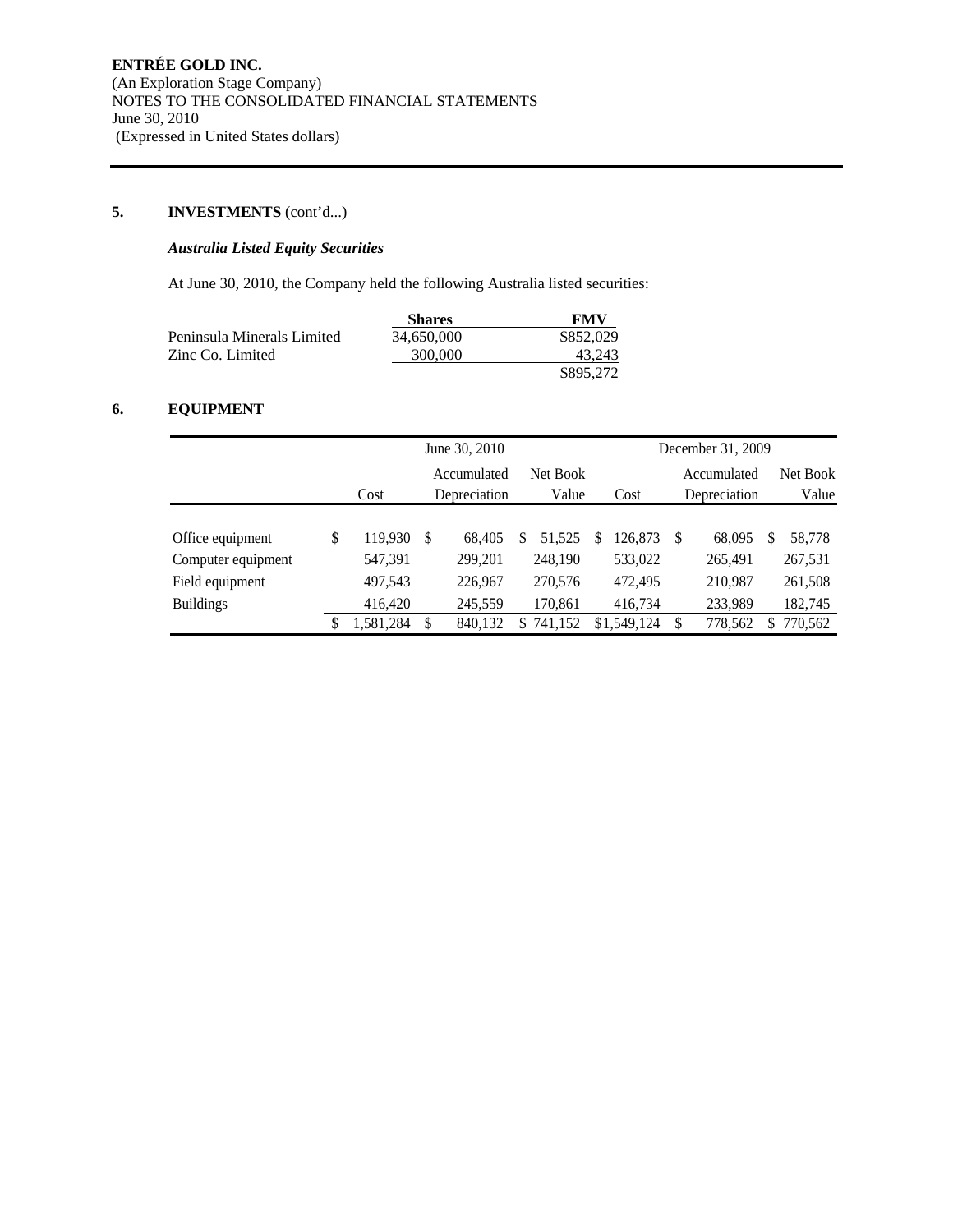**ENTRÉE GOLD INC.**
(An Exploration Stage Company)
NOTES TO THE CONSOLIDATED FINANCIAL STATEMENTS
June 30, 2010
(Expressed in United States dollars)

## 5. INVESTMENTS (cont'd...)

***Australia Listed Equity Securities***

At June 30, 2010, the Company held the following Australia listed securities:

| | Shares | FMV |
|---|---|---|
| Peninsula Minerals Limited | 34,650,000 | $852,029 |
| Zinc Co. Limited | 300,000 | 43,243 |
| | | $895,272 |

## 6. EQUIPMENT

| | June 30, 2010 | | | December 31, 2009 | | |
|---|---|---|---|---|---|---|
| | Cost | Accumulated Depreciation | Net Book Value | Cost | Accumulated Depreciation | Net Book Value |
| Office equipment | $ 119,930 | $ 68,405 | $ 51,525 | $ 126,873 | $ 68,095 | $ 58,778 |
| Computer equipment | 547,391 | 299,201 | 248,190 | 533,022 | 265,491 | 267,531 |
| Field equipment | 497,543 | 226,967 | 270,576 | 472,495 | 210,987 | 261,508 |
| Buildings | 416,420 | 245,559 | 170,861 | 416,734 | 233,989 | 182,745 |
| | $ 1,581,284 | $ 840,132 | $ 741,152 | $1,549,124 | $ 778,562 | $ 770,562 |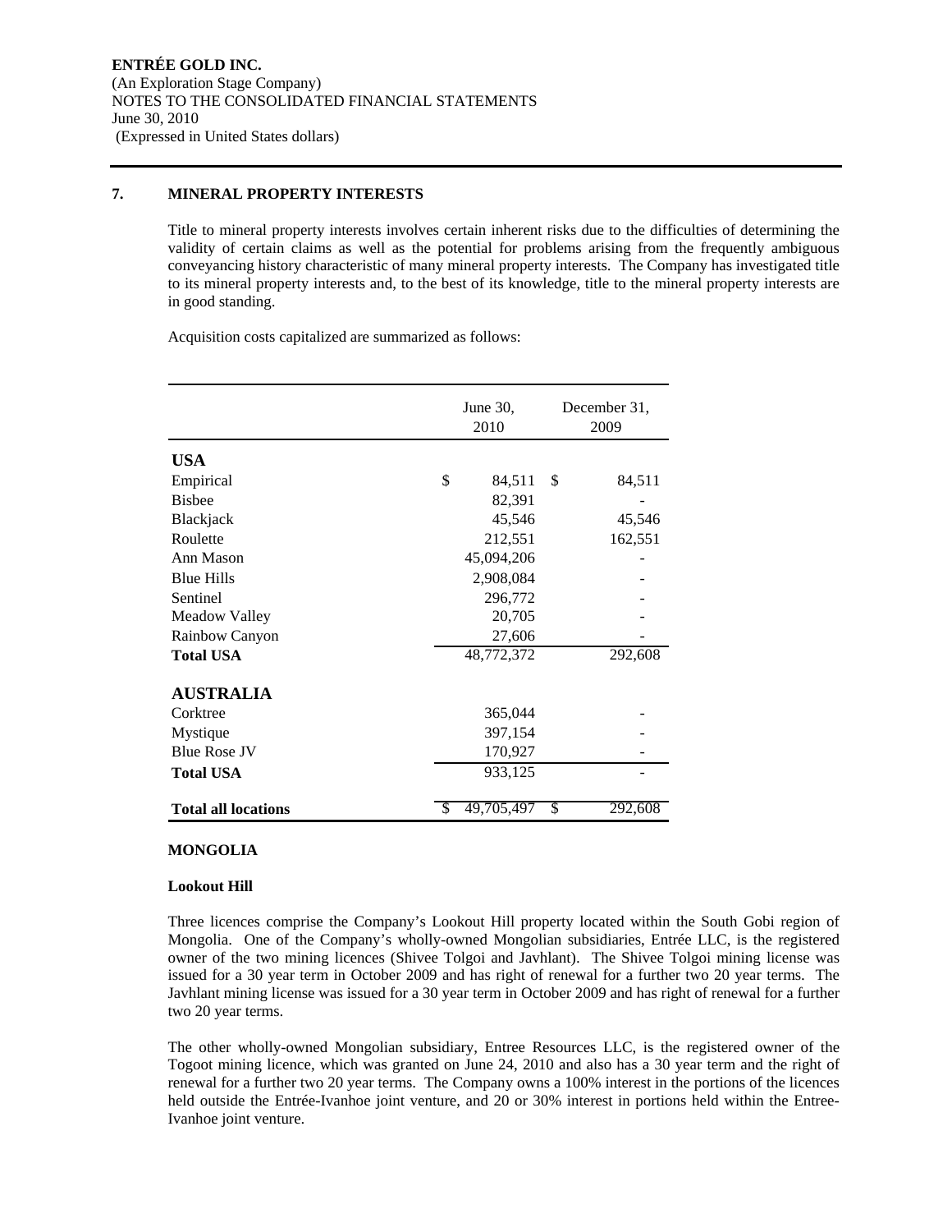**ENTRÉE GOLD INC.**
(An Exploration Stage Company)
NOTES TO THE CONSOLIDATED FINANCIAL STATEMENTS
June 30, 2010
(Expressed in United States dollars)

## 7. MINERAL PROPERTY INTERESTS

Title to mineral property interests involves certain inherent risks due to the difficulties of determining the validity of certain claims as well as the potential for problems arising from the frequently ambiguous conveyancing history characteristic of many mineral property interests. The Company has investigated title to its mineral property interests and, to the best of its knowledge, title to the mineral property interests are in good standing.

Acquisition costs capitalized are summarized as follows:

| | June 30, 2010 | December 31, 2009 |
|---|---|---|
| **USA** | | |
| Empirical | $ 84,511 | $ 84,511 |
| Bisbee | 82,391 | - |
| Blackjack | 45,546 | 45,546 |
| Roulette | 212,551 | 162,551 |
| Ann Mason | 45,094,206 | - |
| Blue Hills | 2,908,084 | - |
| Sentinel | 296,772 | - |
| Meadow Valley | 20,705 | - |
| Rainbow Canyon | 27,606 | - |
| **Total USA** | 48,772,372 | 292,608 |
| **AUSTRALIA** | | |
| Corktree | 365,044 | - |
| Mystique | 397,154 | - |
| Blue Rose JV | 170,927 | - |
| **Total USA** | 933,125 | - |
| **Total all locations** | $ 49,705,497 | $ 292,608 |

**MONGOLIA**

**Lookout Hill**

Three licences comprise the Company's Lookout Hill property located within the South Gobi region of Mongolia. One of the Company's wholly-owned Mongolian subsidiaries, Entrée LLC, is the registered owner of the two mining licences (Shivee Tolgoi and Javhlant). The Shivee Tolgoi mining license was issued for a 30 year term in October 2009 and has right of renewal for a further two 20 year terms. The Javhlant mining license was issued for a 30 year term in October 2009 and has right of renewal for a further two 20 year terms.

The other wholly-owned Mongolian subsidiary, Entree Resources LLC, is the registered owner of the Togoot mining licence, which was granted on June 24, 2010 and also has a 30 year term and the right of renewal for a further two 20 year terms. The Company owns a 100% interest in the portions of the licences held outside the Entrée-Ivanhoe joint venture, and 20 or 30% interest in portions held within the Entree-Ivanhoe joint venture.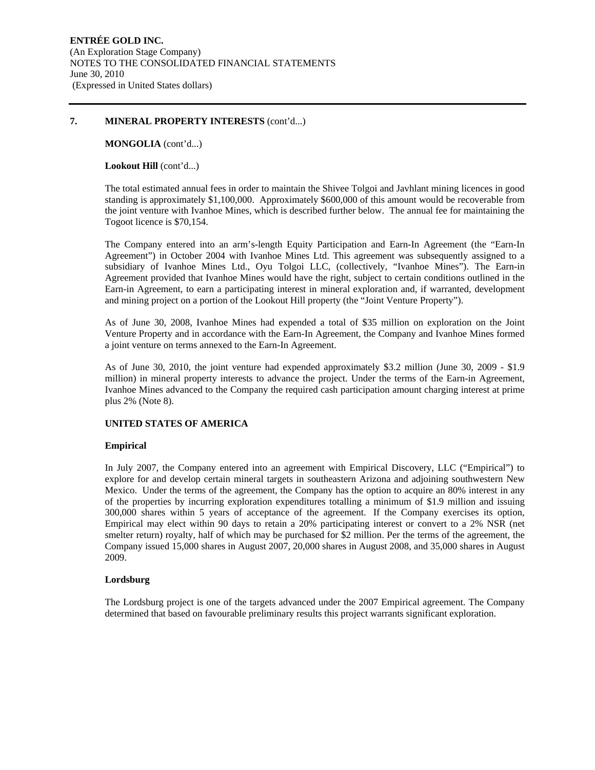## 7. MINERAL PROPERTY INTERESTS (cont'd...)

**MONGOLIA** (cont'd...)

**Lookout Hill** (cont'd...)

The total estimated annual fees in order to maintain the Shivee Tolgoi and Javhlant mining licences in good standing is approximately $1,100,000. Approximately $600,000 of this amount would be recoverable from the joint venture with Ivanhoe Mines, which is described further below. The annual fee for maintaining the Togoot licence is $70,154.

The Company entered into an arm's-length Equity Participation and Earn-In Agreement (the "Earn-In Agreement") in October 2004 with Ivanhoe Mines Ltd. This agreement was subsequently assigned to a subsidiary of Ivanhoe Mines Ltd., Oyu Tolgoi LLC, (collectively, "Ivanhoe Mines"). The Earn-in Agreement provided that Ivanhoe Mines would have the right, subject to certain conditions outlined in the Earn-in Agreement, to earn a participating interest in mineral exploration and, if warranted, development and mining project on a portion of the Lookout Hill property (the "Joint Venture Property").

As of June 30, 2008, Ivanhoe Mines had expended a total of $35 million on exploration on the Joint Venture Property and in accordance with the Earn-In Agreement, the Company and Ivanhoe Mines formed a joint venture on terms annexed to the Earn-In Agreement.

As of June 30, 2010, the joint venture had expended approximately $3.2 million (June 30, 2009 - $1.9 million) in mineral property interests to advance the project. Under the terms of the Earn-in Agreement, Ivanhoe Mines advanced to the Company the required cash participation amount charging interest at prime plus 2% (Note 8).

**UNITED STATES OF AMERICA**

**Empirical**

In July 2007, the Company entered into an agreement with Empirical Discovery, LLC ("Empirical") to explore for and develop certain mineral targets in southeastern Arizona and adjoining southwestern New Mexico. Under the terms of the agreement, the Company has the option to acquire an 80% interest in any of the properties by incurring exploration expenditures totalling a minimum of $1.9 million and issuing 300,000 shares within 5 years of acceptance of the agreement. If the Company exercises its option, Empirical may elect within 90 days to retain a 20% participating interest or convert to a 2% NSR (net smelter return) royalty, half of which may be purchased for $2 million. Per the terms of the agreement, the Company issued 15,000 shares in August 2007, 20,000 shares in August 2008, and 35,000 shares in August 2009.

**Lordsburg**

The Lordsburg project is one of the targets advanced under the 2007 Empirical agreement. The Company determined that based on favourable preliminary results this project warrants significant exploration.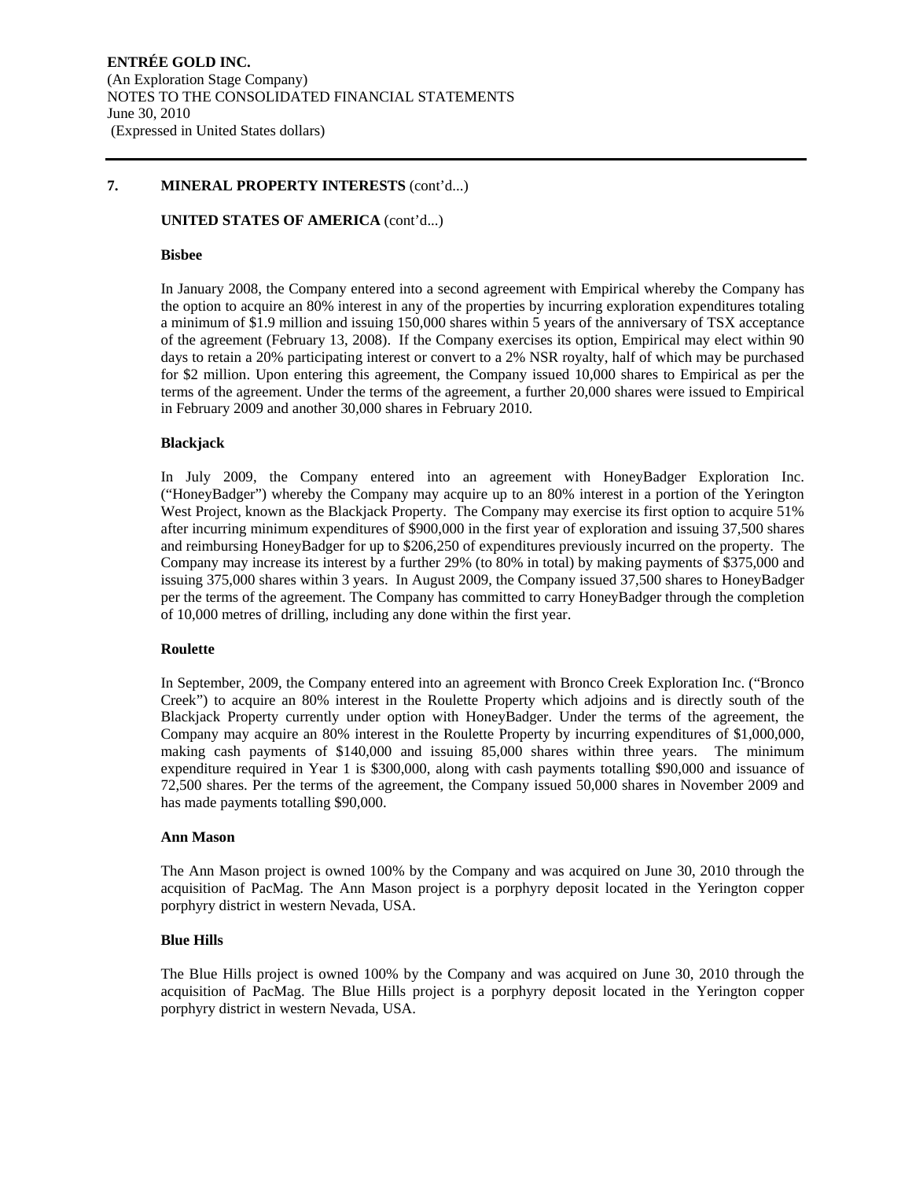## 7. MINERAL PROPERTY INTERESTS (cont'd...)

### UNITED STATES OF AMERICA (cont'd...)

#### Bisbee

In January 2008, the Company entered into a second agreement with Empirical whereby the Company has the option to acquire an 80% interest in any of the properties by incurring exploration expenditures totaling a minimum of $1.9 million and issuing 150,000 shares within 5 years of the anniversary of TSX acceptance of the agreement (February 13, 2008). If the Company exercises its option, Empirical may elect within 90 days to retain a 20% participating interest or convert to a 2% NSR royalty, half of which may be purchased for $2 million. Upon entering this agreement, the Company issued 10,000 shares to Empirical as per the terms of the agreement. Under the terms of the agreement, a further 20,000 shares were issued to Empirical in February 2009 and another 30,000 shares in February 2010.

#### Blackjack

In July 2009, the Company entered into an agreement with HoneyBadger Exploration Inc. ("HoneyBadger") whereby the Company may acquire up to an 80% interest in a portion of the Yerington West Project, known as the Blackjack Property. The Company may exercise its first option to acquire 51% after incurring minimum expenditures of $900,000 in the first year of exploration and issuing 37,500 shares and reimbursing HoneyBadger for up to $206,250 of expenditures previously incurred on the property. The Company may increase its interest by a further 29% (to 80% in total) by making payments of $375,000 and issuing 375,000 shares within 3 years. In August 2009, the Company issued 37,500 shares to HoneyBadger per the terms of the agreement. The Company has committed to carry HoneyBadger through the completion of 10,000 metres of drilling, including any done within the first year.

#### Roulette

In September, 2009, the Company entered into an agreement with Bronco Creek Exploration Inc. ("Bronco Creek") to acquire an 80% interest in the Roulette Property which adjoins and is directly south of the Blackjack Property currently under option with HoneyBadger. Under the terms of the agreement, the Company may acquire an 80% interest in the Roulette Property by incurring expenditures of $1,000,000, making cash payments of $140,000 and issuing 85,000 shares within three years. The minimum expenditure required in Year 1 is $300,000, along with cash payments totalling $90,000 and issuance of 72,500 shares. Per the terms of the agreement, the Company issued 50,000 shares in November 2009 and has made payments totalling $90,000.

#### Ann Mason

The Ann Mason project is owned 100% by the Company and was acquired on June 30, 2010 through the acquisition of PacMag. The Ann Mason project is a porphyry deposit located in the Yerington copper porphyry district in western Nevada, USA.

#### Blue Hills

The Blue Hills project is owned 100% by the Company and was acquired on June 30, 2010 through the acquisition of PacMag. The Blue Hills project is a porphyry deposit located in the Yerington copper porphyry district in western Nevada, USA.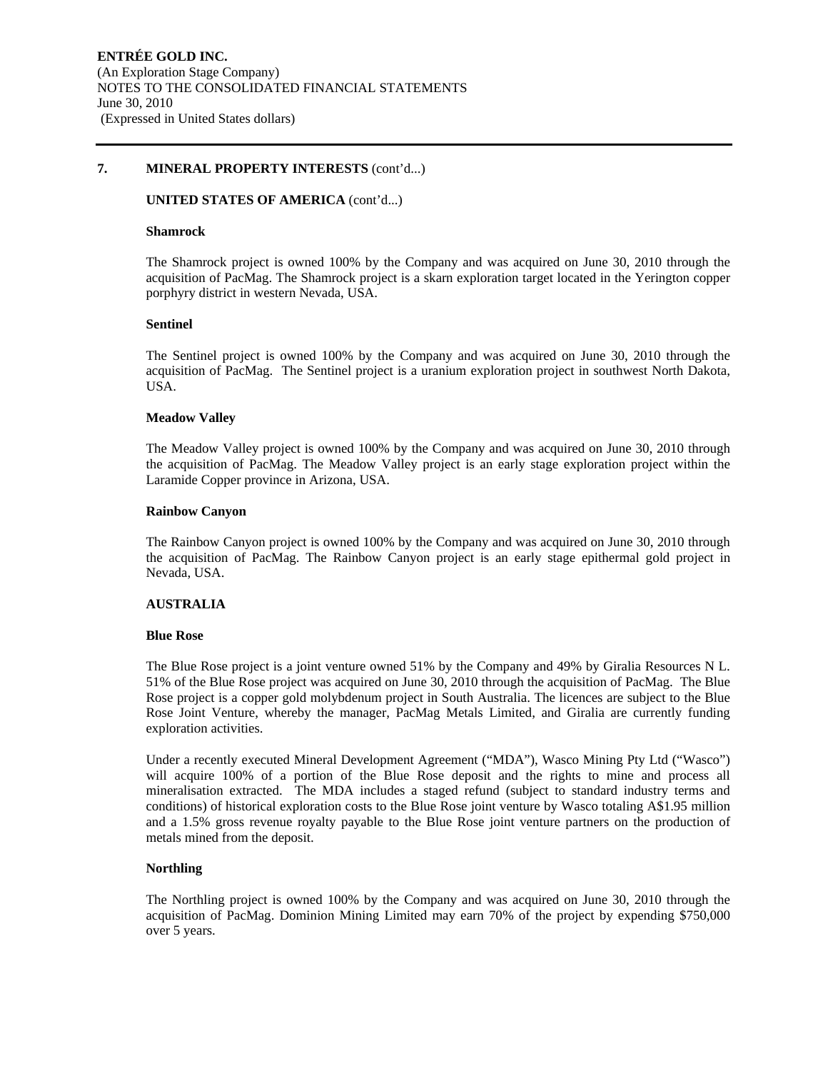## 7. MINERAL PROPERTY INTERESTS (cont'd...)

### UNITED STATES OF AMERICA (cont'd...)

#### Shamrock

The Shamrock project is owned 100% by the Company and was acquired on June 30, 2010 through the acquisition of PacMag. The Shamrock project is a skarn exploration target located in the Yerington copper porphyry district in western Nevada, USA.

#### Sentinel

The Sentinel project is owned 100% by the Company and was acquired on June 30, 2010 through the acquisition of PacMag. The Sentinel project is a uranium exploration project in southwest North Dakota, USA.

#### Meadow Valley

The Meadow Valley project is owned 100% by the Company and was acquired on June 30, 2010 through the acquisition of PacMag. The Meadow Valley project is an early stage exploration project within the Laramide Copper province in Arizona, USA.

#### Rainbow Canyon

The Rainbow Canyon project is owned 100% by the Company and was acquired on June 30, 2010 through the acquisition of PacMag. The Rainbow Canyon project is an early stage epithermal gold project in Nevada, USA.

### AUSTRALIA

#### Blue Rose

The Blue Rose project is a joint venture owned 51% by the Company and 49% by Giralia Resources N L. 51% of the Blue Rose project was acquired on June 30, 2010 through the acquisition of PacMag. The Blue Rose project is a copper gold molybdenum project in South Australia. The licences are subject to the Blue Rose Joint Venture, whereby the manager, PacMag Metals Limited, and Giralia are currently funding exploration activities.

Under a recently executed Mineral Development Agreement ("MDA"), Wasco Mining Pty Ltd ("Wasco") will acquire 100% of a portion of the Blue Rose deposit and the rights to mine and process all mineralisation extracted. The MDA includes a staged refund (subject to standard industry terms and conditions) of historical exploration costs to the Blue Rose joint venture by Wasco totaling A$1.95 million and a 1.5% gross revenue royalty payable to the Blue Rose joint venture partners on the production of metals mined from the deposit.

#### Northling

The Northling project is owned 100% by the Company and was acquired on June 30, 2010 through the acquisition of PacMag. Dominion Mining Limited may earn 70% of the project by expending $750,000 over 5 years.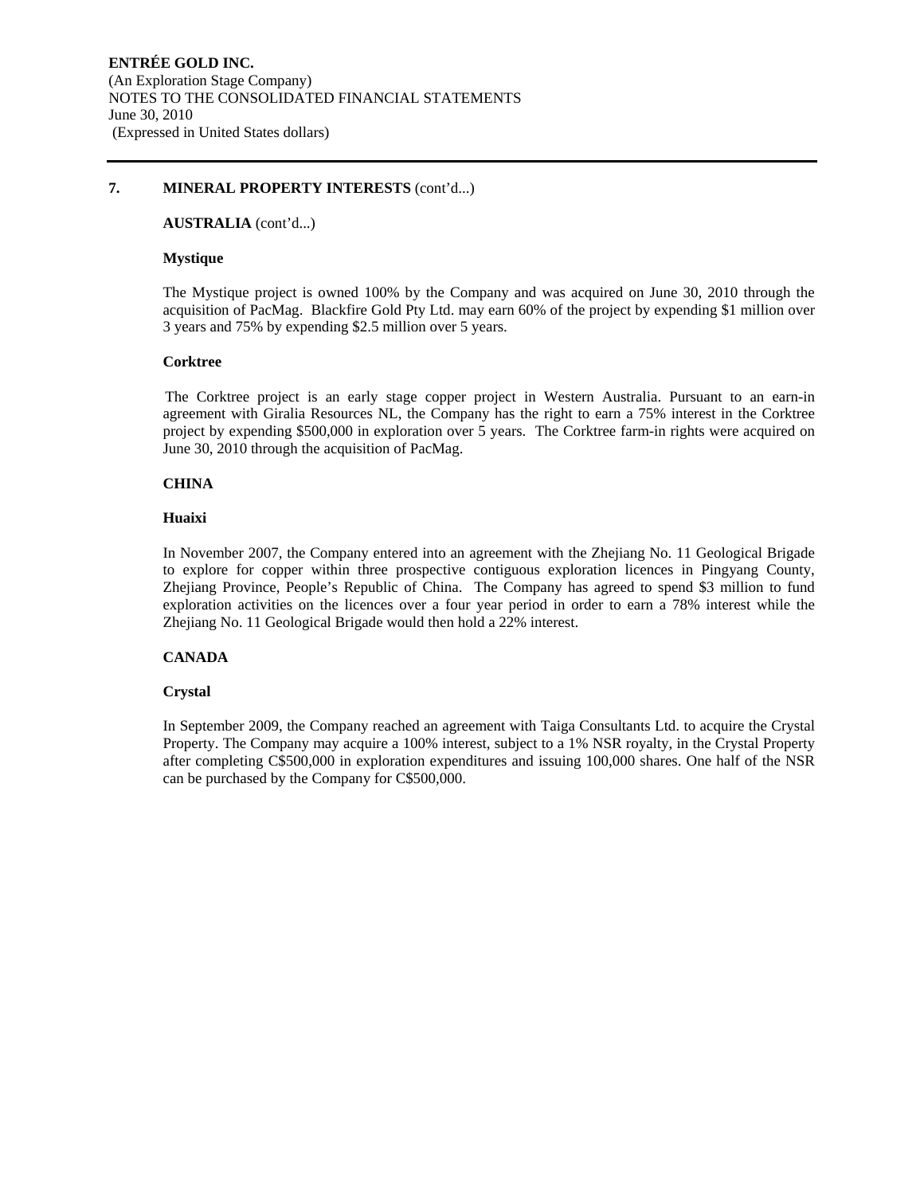## 7. MINERAL PROPERTY INTERESTS (cont'd...)

### AUSTRALIA (cont'd...)

#### Mystique

The Mystique project is owned 100% by the Company and was acquired on June 30, 2010 through the acquisition of PacMag. Blackfire Gold Pty Ltd. may earn 60% of the project by expending $1 million over 3 years and 75% by expending $2.5 million over 5 years.

#### Corktree

The Corktree project is an early stage copper project in Western Australia. Pursuant to an earn-in agreement with Giralia Resources NL, the Company has the right to earn a 75% interest in the Corktree project by expending $500,000 in exploration over 5 years. The Corktree farm-in rights were acquired on June 30, 2010 through the acquisition of PacMag.

### CHINA

#### Huaixi

In November 2007, the Company entered into an agreement with the Zhejiang No. 11 Geological Brigade to explore for copper within three prospective contiguous exploration licences in Pingyang County, Zhejiang Province, People's Republic of China. The Company has agreed to spend $3 million to fund exploration activities on the licences over a four year period in order to earn a 78% interest while the Zhejiang No. 11 Geological Brigade would then hold a 22% interest.

### CANADA

#### Crystal

In September 2009, the Company reached an agreement with Taiga Consultants Ltd. to acquire the Crystal Property. The Company may acquire a 100% interest, subject to a 1% NSR royalty, in the Crystal Property after completing C$500,000 in exploration expenditures and issuing 100,000 shares. One half of the NSR can be purchased by the Company for C$500,000.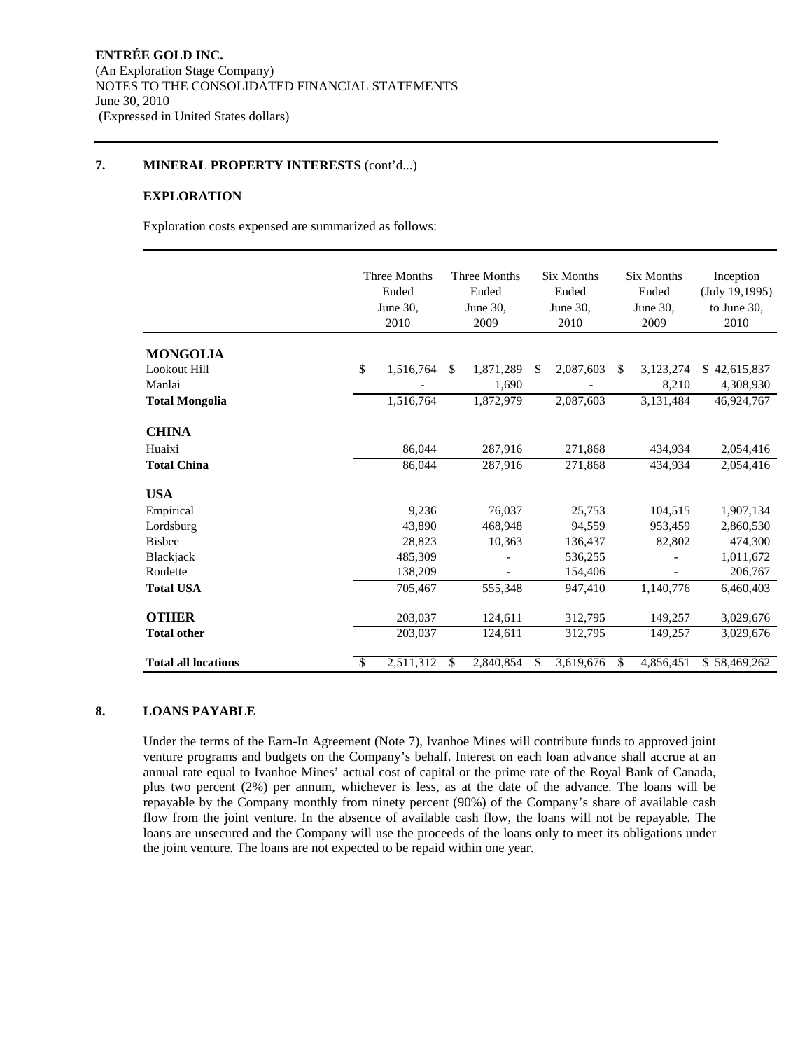ENTRÉE GOLD INC.
(An Exploration Stage Company)
NOTES TO THE CONSOLIDATED FINANCIAL STATEMENTS
June 30, 2010
(Expressed in United States dollars)

## 7. MINERAL PROPERTY INTERESTS (cont'd...)

### EXPLORATION

Exploration costs expensed are summarized as follows:

| | Three Months Ended June 30, 2010 | Three Months Ended June 30, 2009 | Six Months Ended June 30, 2010 | Six Months Ended June 30, 2009 | Inception (July 19,1995) to June 30, 2010 |
|---|---|---|---|---|---|
| **MONGOLIA** | | | | | |
| Lookout Hill | $ 1,516,764 | $ 1,871,289 | $ 2,087,603 | $ 3,123,274 | $ 42,615,837 |
| Manlai | - | 1,690 | - | 8,210 | 4,308,930 |
| **Total Mongolia** | 1,516,764 | 1,872,979 | 2,087,603 | 3,131,484 | 46,924,767 |
| **CHINA** | | | | | |
| Huaixi | 86,044 | 287,916 | 271,868 | 434,934 | 2,054,416 |
| **Total China** | 86,044 | 287,916 | 271,868 | 434,934 | 2,054,416 |
| **USA** | | | | | |
| Empirical | 9,236 | 76,037 | 25,753 | 104,515 | 1,907,134 |
| Lordsburg | 43,890 | 468,948 | 94,559 | 953,459 | 2,860,530 |
| Bisbee | 28,823 | 10,363 | 136,437 | 82,802 | 474,300 |
| Blackjack | 485,309 | - | 536,255 | - | 1,011,672 |
| Roulette | 138,209 | - | 154,406 | - | 206,767 |
| **Total USA** | 705,467 | 555,348 | 947,410 | 1,140,776 | 6,460,403 |
| **OTHER** | 203,037 | 124,611 | 312,795 | 149,257 | 3,029,676 |
| **Total other** | 203,037 | 124,611 | 312,795 | 149,257 | 3,029,676 |
| **Total all locations** | $ 2,511,312 | $ 2,840,854 | $ 3,619,676 | $ 4,856,451 | $ 58,469,262 |

## 8. LOANS PAYABLE

Under the terms of the Earn-In Agreement (Note 7), Ivanhoe Mines will contribute funds to approved joint venture programs and budgets on the Company's behalf. Interest on each loan advance shall accrue at an annual rate equal to Ivanhoe Mines' actual cost of capital or the prime rate of the Royal Bank of Canada, plus two percent (2%) per annum, whichever is less, as at the date of the advance. The loans will be repayable by the Company monthly from ninety percent (90%) of the Company's share of available cash flow from the joint venture. In the absence of available cash flow, the loans will not be repayable. The loans are unsecured and the Company will use the proceeds of the loans only to meet its obligations under the joint venture. The loans are not expected to be repaid within one year.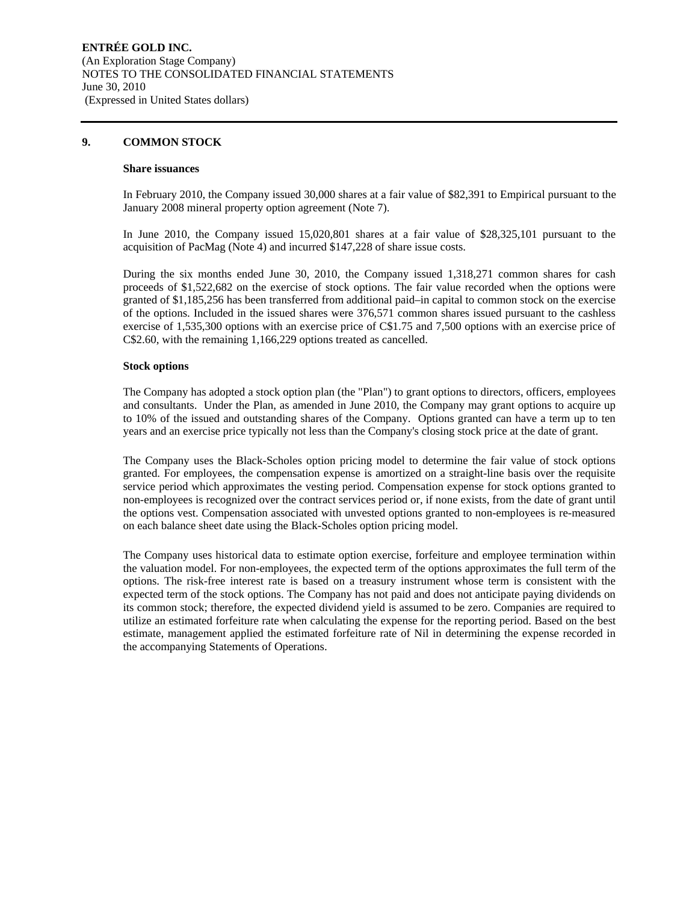**ENTRÉE GOLD INC.**
(An Exploration Stage Company)
NOTES TO THE CONSOLIDATED FINANCIAL STATEMENTS
June 30, 2010
(Expressed in United States dollars)

## 9. COMMON STOCK

**Share issuances**

In February 2010, the Company issued 30,000 shares at a fair value of $82,391 to Empirical pursuant to the January 2008 mineral property option agreement (Note 7).

In June 2010, the Company issued 15,020,801 shares at a fair value of $28,325,101 pursuant to the acquisition of PacMag (Note 4) and incurred $147,228 of share issue costs.

During the six months ended June 30, 2010, the Company issued 1,318,271 common shares for cash proceeds of $1,522,682 on the exercise of stock options. The fair value recorded when the options were granted of $1,185,256 has been transferred from additional paid–in capital to common stock on the exercise of the options. Included in the issued shares were 376,571 common shares issued pursuant to the cashless exercise of 1,535,300 options with an exercise price of C$1.75 and 7,500 options with an exercise price of C$2.60, with the remaining 1,166,229 options treated as cancelled.

**Stock options**

The Company has adopted a stock option plan (the "Plan") to grant options to directors, officers, employees and consultants. Under the Plan, as amended in June 2010, the Company may grant options to acquire up to 10% of the issued and outstanding shares of the Company. Options granted can have a term up to ten years and an exercise price typically not less than the Company's closing stock price at the date of grant.

The Company uses the Black-Scholes option pricing model to determine the fair value of stock options granted. For employees, the compensation expense is amortized on a straight-line basis over the requisite service period which approximates the vesting period. Compensation expense for stock options granted to non-employees is recognized over the contract services period or, if none exists, from the date of grant until the options vest. Compensation associated with unvested options granted to non-employees is re-measured on each balance sheet date using the Black-Scholes option pricing model.

The Company uses historical data to estimate option exercise, forfeiture and employee termination within the valuation model. For non-employees, the expected term of the options approximates the full term of the options. The risk-free interest rate is based on a treasury instrument whose term is consistent with the expected term of the stock options. The Company has not paid and does not anticipate paying dividends on its common stock; therefore, the expected dividend yield is assumed to be zero. Companies are required to utilize an estimated forfeiture rate when calculating the expense for the reporting period. Based on the best estimate, management applied the estimated forfeiture rate of Nil in determining the expense recorded in the accompanying Statements of Operations.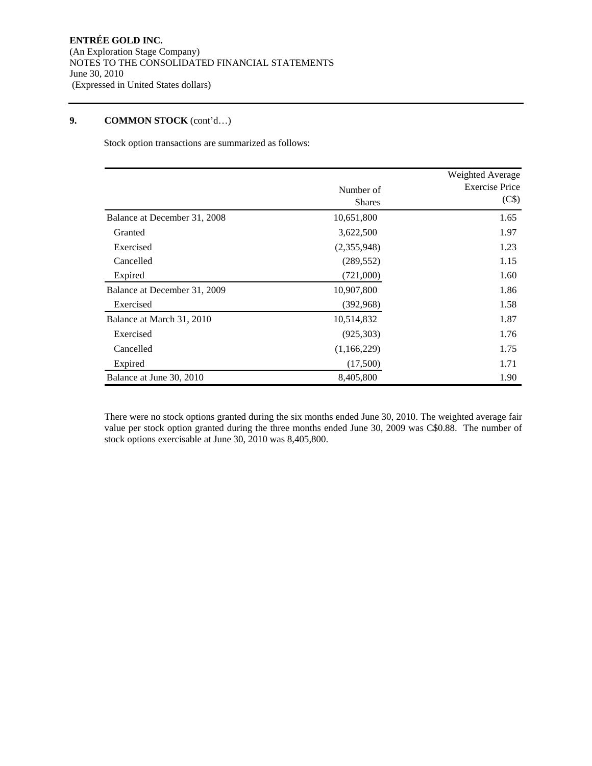**ENTRÉE GOLD INC.**
(An Exploration Stage Company)
NOTES TO THE CONSOLIDATED FINANCIAL STATEMENTS
June 30, 2010
(Expressed in United States dollars)

## 9. COMMON STOCK (cont'd…)

Stock option transactions are summarized as follows:

| | Number of Shares | Weighted Average Exercise Price (C$) |
|---|---|---|
| Balance at December 31, 2008 | 10,651,800 | 1.65 |
| Granted | 3,622,500 | 1.97 |
| Exercised | (2,355,948) | 1.23 |
| Cancelled | (289,552) | 1.15 |
| Expired | (721,000) | 1.60 |
| Balance at December 31, 2009 | 10,907,800 | 1.86 |
| Exercised | (392,968) | 1.58 |
| Balance at March 31, 2010 | 10,514,832 | 1.87 |
| Exercised | (925,303) | 1.76 |
| Cancelled | (1,166,229) | 1.75 |
| Expired | (17,500) | 1.71 |
| Balance at June 30, 2010 | 8,405,800 | 1.90 |

There were no stock options granted during the six months ended June 30, 2010. The weighted average fair value per stock option granted during the three months ended June 30, 2009 was C$0.88. The number of stock options exercisable at June 30, 2010 was 8,405,800.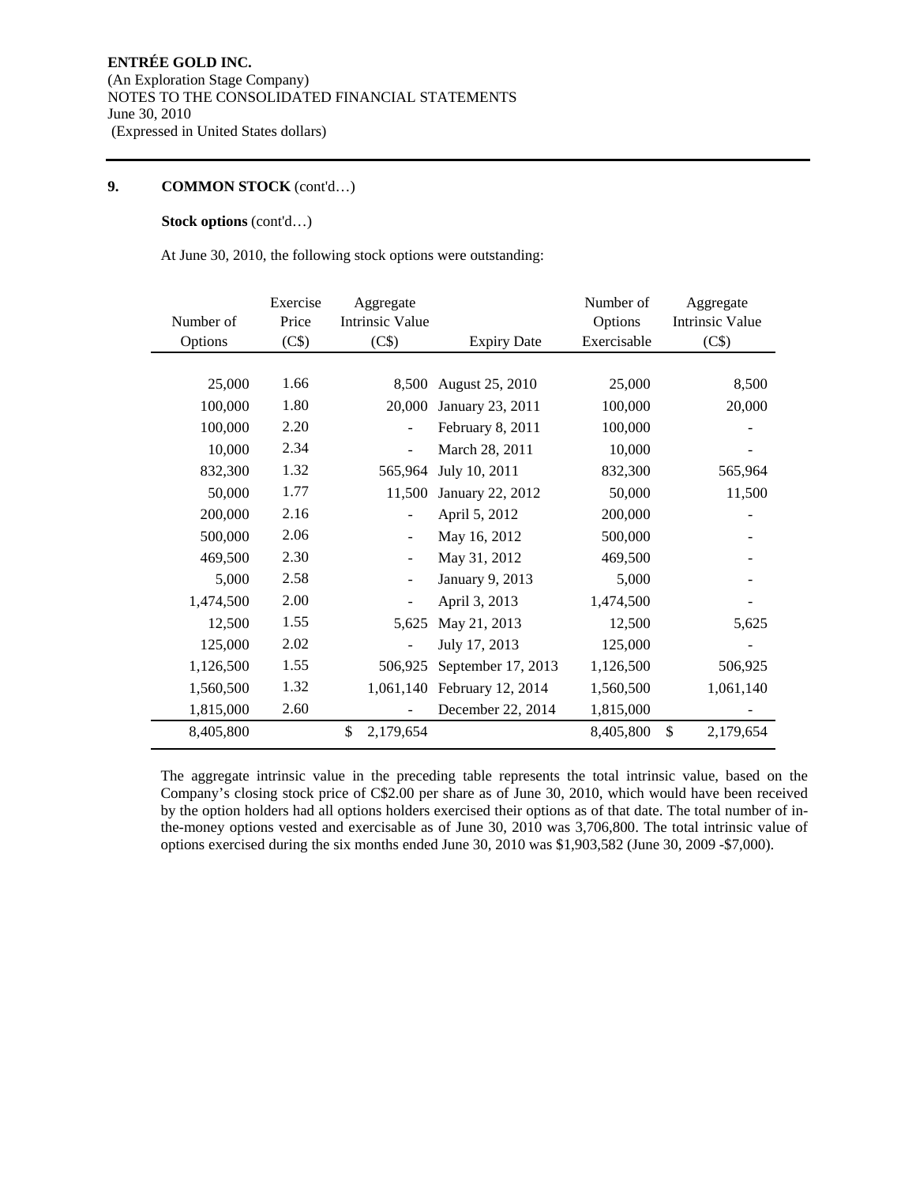**ENTRÉE GOLD INC.**
(An Exploration Stage Company)
NOTES TO THE CONSOLIDATED FINANCIAL STATEMENTS
June 30, 2010
(Expressed in United States dollars)

**9. COMMON STOCK** (cont'd…)

**Stock options** (cont'd…)

At June 30, 2010, the following stock options were outstanding:

| Number of Options | Exercise Price (C$) | Aggregate Intrinsic Value (C$) | Expiry Date | Number of Options Exercisable | Aggregate Intrinsic Value (C$) |
|---:|---:|---:|---|---:|---:|
| 25,000 | 1.66 | 8,500 | August 25, 2010 | 25,000 | 8,500 |
| 100,000 | 1.80 | 20,000 | January 23, 2011 | 100,000 | 20,000 |
| 100,000 | 2.20 | - | February 8, 2011 | 100,000 | - |
| 10,000 | 2.34 | - | March 28, 2011 | 10,000 | - |
| 832,300 | 1.32 | 565,964 | July 10, 2011 | 832,300 | 565,964 |
| 50,000 | 1.77 | 11,500 | January 22, 2012 | 50,000 | 11,500 |
| 200,000 | 2.16 | - | April 5, 2012 | 200,000 | - |
| 500,000 | 2.06 | - | May 16, 2012 | 500,000 | - |
| 469,500 | 2.30 | - | May 31, 2012 | 469,500 | - |
| 5,000 | 2.58 | - | January 9, 2013 | 5,000 | - |
| 1,474,500 | 2.00 | - | April 3, 2013 | 1,474,500 | - |
| 12,500 | 1.55 | 5,625 | May 21, 2013 | 12,500 | 5,625 |
| 125,000 | 2.02 | - | July 17, 2013 | 125,000 | - |
| 1,126,500 | 1.55 | 506,925 | September 17, 2013 | 1,126,500 | 506,925 |
| 1,560,500 | 1.32 | 1,061,140 | February 12, 2014 | 1,560,500 | 1,061,140 |
| 1,815,000 | 2.60 | - | December 22, 2014 | 1,815,000 | - |
| 8,405,800 | | $ 2,179,654 | | 8,405,800 | $ 2,179,654 |

The aggregate intrinsic value in the preceding table represents the total intrinsic value, based on the Company's closing stock price of C$2.00 per share as of June 30, 2010, which would have been received by the option holders had all options holders exercised their options as of that date. The total number of in-the-money options vested and exercisable as of June 30, 2010 was 3,706,800. The total intrinsic value of options exercised during the six months ended June 30, 2010 was $1,903,582 (June 30, 2009 -$7,000).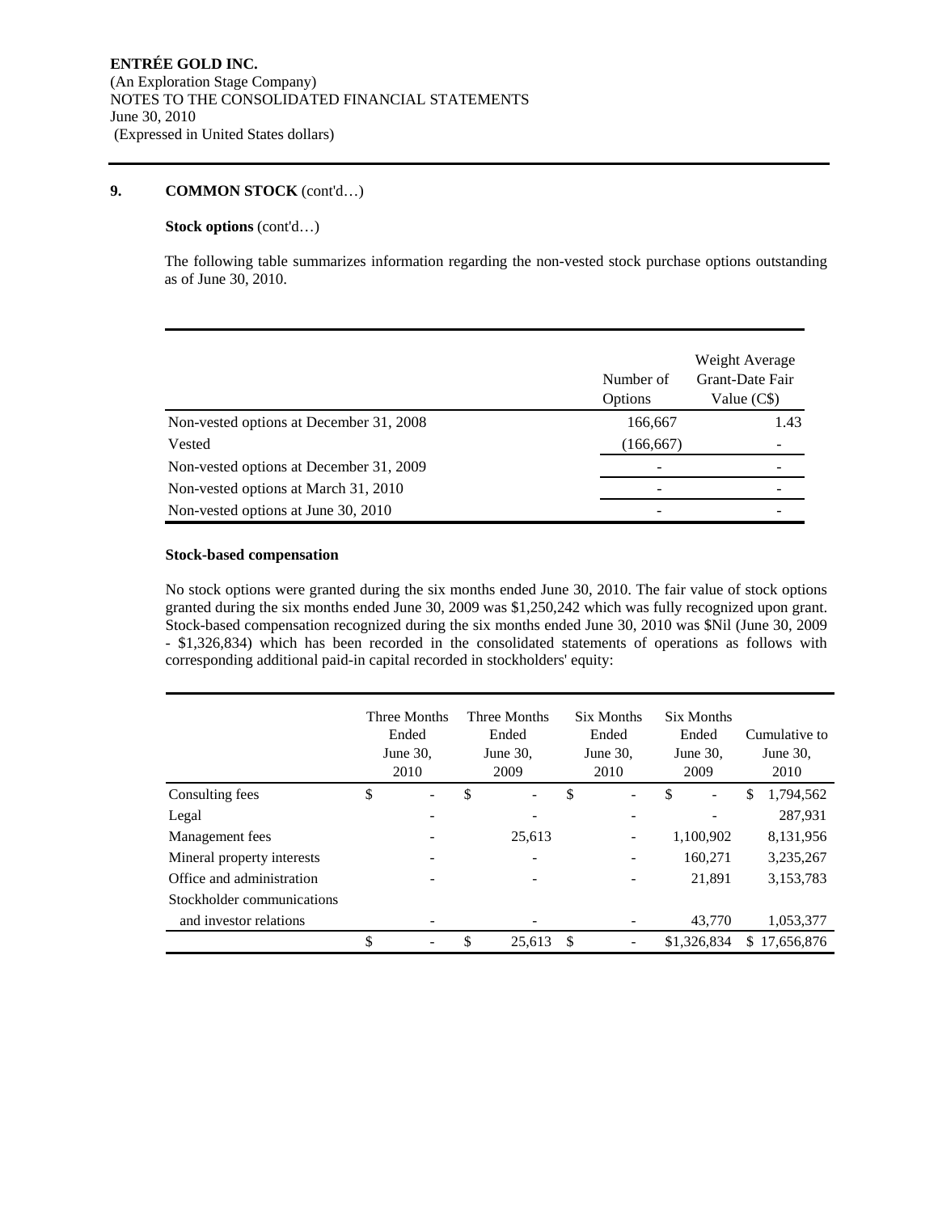**ENTRÉE GOLD INC.**
(An Exploration Stage Company)
NOTES TO THE CONSOLIDATED FINANCIAL STATEMENTS
June 30, 2010
(Expressed in United States dollars)

## 9. COMMON STOCK (cont'd…)

**Stock options** (cont'd…)

The following table summarizes information regarding the non-vested stock purchase options outstanding as of June 30, 2010.

| | Number of Options | Weight Average Grant-Date Fair Value (C$) |
|---|---|---|
| Non-vested options at December 31, 2008 | 166,667 | 1.43 |
| Vested | (166,667) | - |
| Non-vested options at December 31, 2009 | - | - |
| Non-vested options at March 31, 2010 | - | - |
| Non-vested options at June 30, 2010 | - | - |

**Stock-based compensation**

No stock options were granted during the six months ended June 30, 2010. The fair value of stock options granted during the six months ended June 30, 2009 was $1,250,242 which was fully recognized upon grant. Stock-based compensation recognized during the six months ended June 30, 2010 was $Nil (June 30, 2009 - $1,326,834) which has been recorded in the consolidated statements of operations as follows with corresponding additional paid-in capital recorded in stockholders' equity:

| | Three Months Ended June 30, 2010 | Three Months Ended June 30, 2009 | Six Months Ended June 30, 2010 | Six Months Ended June 30, 2009 | Cumulative to June 30, 2010 |
|---|---|---|---|---|---|
| Consulting fees | $ - | $ - | $ - | $ - | $ 1,794,562 |
| Legal | - | - | - | - | 287,931 |
| Management fees | - | 25,613 | - | 1,100,902 | 8,131,956 |
| Mineral property interests | - | - | - | 160,271 | 3,235,267 |
| Office and administration | - | - | - | 21,891 | 3,153,783 |
| Stockholder communications and investor relations | - | - | - | 43,770 | 1,053,377 |
| | $ - | $ 25,613 | $ - | $1,326,834 | $ 17,656,876 |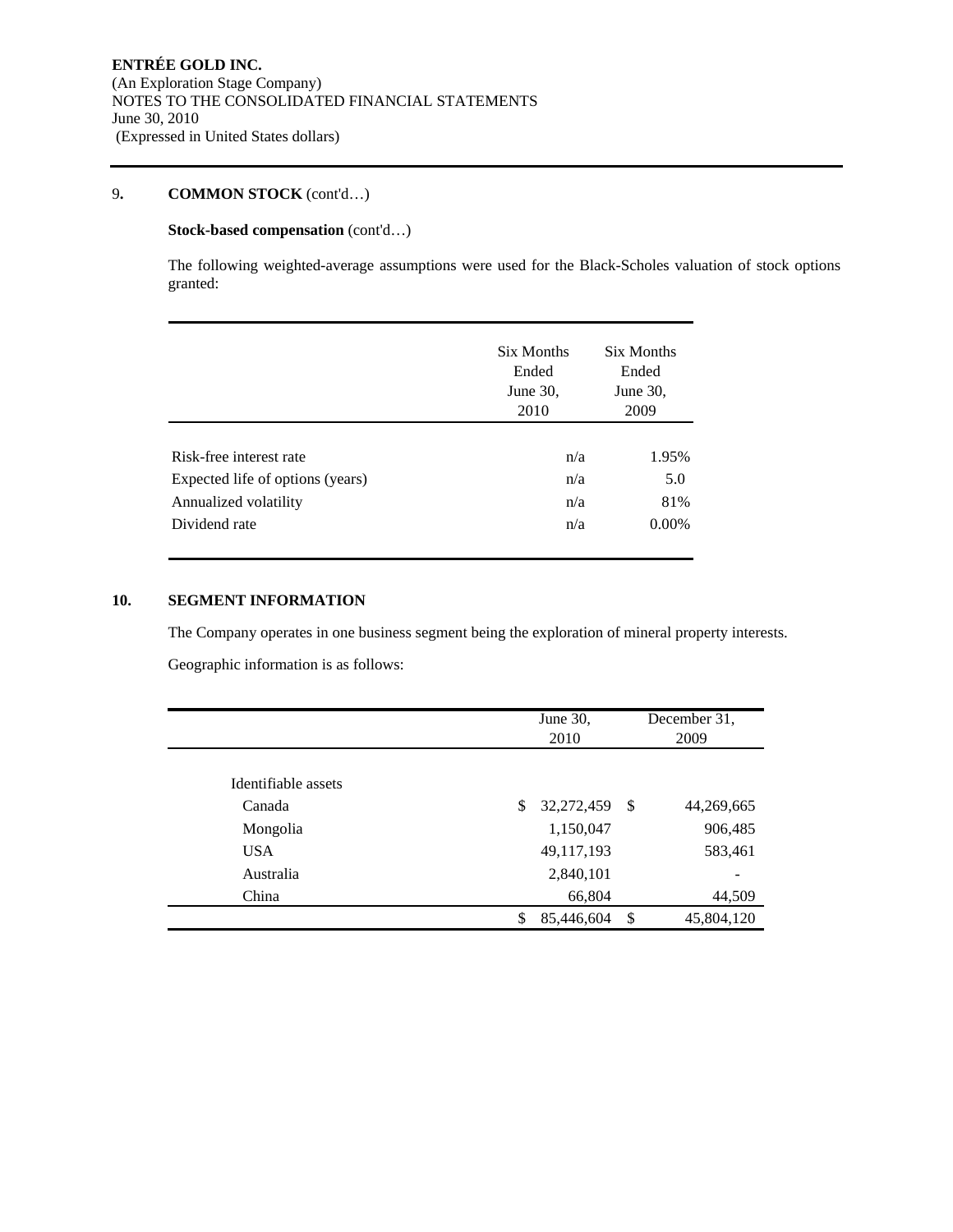**ENTRÉE GOLD INC.**
(An Exploration Stage Company)
NOTES TO THE CONSOLIDATED FINANCIAL STATEMENTS
June 30, 2010
(Expressed in United States dollars)

## 9. COMMON STOCK (cont'd…)

**Stock-based compensation** (cont'd…)

The following weighted-average assumptions were used for the Black-Scholes valuation of stock options granted:

| | Six Months Ended June 30, 2010 | Six Months Ended June 30, 2009 |
|---|---|---|
| Risk-free interest rate | n/a | 1.95% |
| Expected life of options (years) | n/a | 5.0 |
| Annualized volatility | n/a | 81% |
| Dividend rate | n/a | 0.00% |

## 10. SEGMENT INFORMATION

The Company operates in one business segment being the exploration of mineral property interests.

Geographic information is as follows:

| | June 30, 2010 | December 31, 2009 |
|---|---|---|
| Identifiable assets | | |
| Canada | $ 32,272,459 | $ 44,269,665 |
| Mongolia | 1,150,047 | 906,485 |
| USA | 49,117,193 | 583,461 |
| Australia | 2,840,101 | - |
| China | 66,804 | 44,509 |
| | $ 85,446,604 | $ 45,804,120 |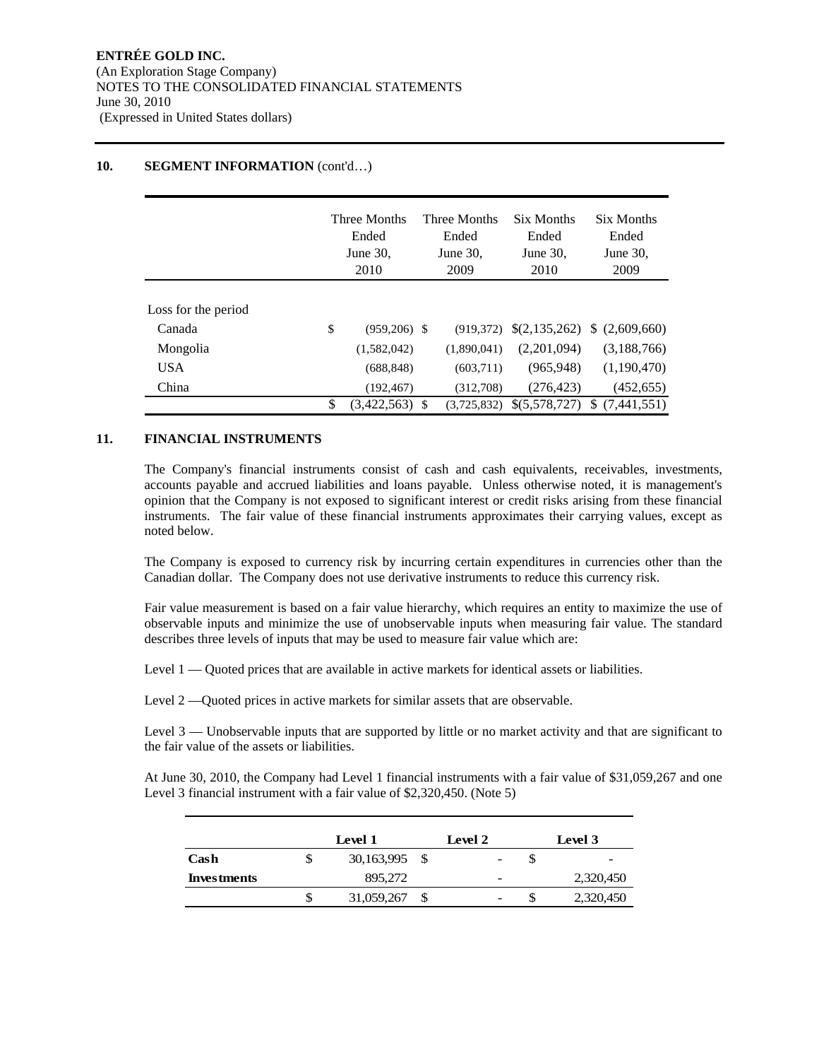## 10. SEGMENT INFORMATION (cont'd…)

| | Three Months Ended June 30, 2010 | Three Months Ended June 30, 2009 | Six Months Ended June 30, 2010 | Six Months Ended June 30, 2009 |
|---|---|---|---|---|
| Loss for the period | | | | |
| Canada | $ (959,206) | $ (919,372) | $(2,135,262) | $ (2,609,660) |
| Mongolia | (1,582,042) | (1,890,041) | (2,201,094) | (3,188,766) |
| USA | (688,848) | (603,711) | (965,948) | (1,190,470) |
| China | (192,467) | (312,708) | (276,423) | (452,655) |
| | $ (3,422,563) | $ (3,725,832) | $(5,578,727) | $ (7,441,551) |

## 11. FINANCIAL INSTRUMENTS

The Company's financial instruments consist of cash and cash equivalents, receivables, investments, accounts payable and accrued liabilities and loans payable. Unless otherwise noted, it is management's opinion that the Company is not exposed to significant interest or credit risks arising from these financial instruments. The fair value of these financial instruments approximates their carrying values, except as noted below.

The Company is exposed to currency risk by incurring certain expenditures in currencies other than the Canadian dollar. The Company does not use derivative instruments to reduce this currency risk.

Fair value measurement is based on a fair value hierarchy, which requires an entity to maximize the use of observable inputs and minimize the use of unobservable inputs when measuring fair value. The standard describes three levels of inputs that may be used to measure fair value which are:

Level 1 — Quoted prices that are available in active markets for identical assets or liabilities.

Level 2 —Quoted prices in active markets for similar assets that are observable.

Level 3 — Unobservable inputs that are supported by little or no market activity and that are significant to the fair value of the assets or liabilities.

At June 30, 2010, the Company had Level 1 financial instruments with a fair value of $31,059,267 and one Level 3 financial instrument with a fair value of $2,320,450. (Note 5)

| | Level 1 | Level 2 | Level 3 |
|---|---|---|---|
| **Cash** | $ 30,163,995 | $ - | $ - |
| **Investments** | 895,272 | - | 2,320,450 |
| | $ 31,059,267 | $ - | $ 2,320,450 |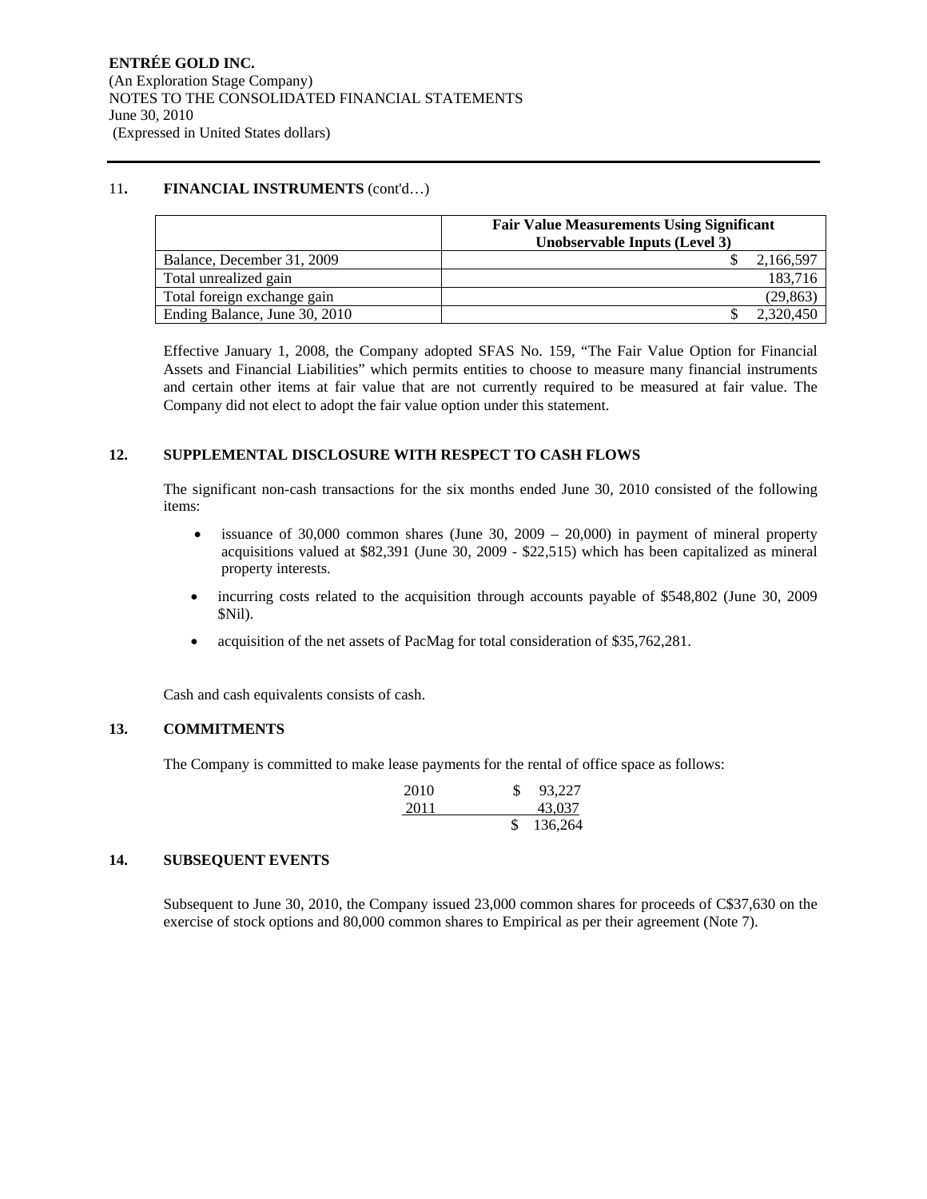## 11. FINANCIAL INSTRUMENTS (cont'd…)

| | Fair Value Measurements Using Significant Unobservable Inputs (Level 3) |
|---|---|
| Balance, December 31, 2009 | $ 2,166,597 |
| Total unrealized gain | 183,716 |
| Total foreign exchange gain | (29,863) |
| Ending Balance, June 30, 2010 | $ 2,320,450 |

Effective January 1, 2008, the Company adopted SFAS No. 159, "The Fair Value Option for Financial Assets and Financial Liabilities" which permits entities to choose to measure many financial instruments and certain other items at fair value that are not currently required to be measured at fair value. The Company did not elect to adopt the fair value option under this statement.

## 12. SUPPLEMENTAL DISCLOSURE WITH RESPECT TO CASH FLOWS

The significant non-cash transactions for the six months ended June 30, 2010 consisted of the following items:

- issuance of 30,000 common shares (June 30, 2009 – 20,000) in payment of mineral property acquisitions valued at $82,391 (June 30, 2009 - $22,515) which has been capitalized as mineral property interests.
- incurring costs related to the acquisition through accounts payable of $548,802 (June 30, 2009 $Nil).
- acquisition of the net assets of PacMag for total consideration of $35,762,281.

Cash and cash equivalents consists of cash.

## 13. COMMITMENTS

The Company is committed to make lease payments for the rental of office space as follows:

| | |
|---|---|
| 2010 | $ 93,227 |
| 2011 | 43,037 |
| | $ 136,264 |

## 14. SUBSEQUENT EVENTS

Subsequent to June 30, 2010, the Company issued 23,000 common shares for proceeds of C$37,630 on the exercise of stock options and 80,000 common shares to Empirical as per their agreement (Note 7).